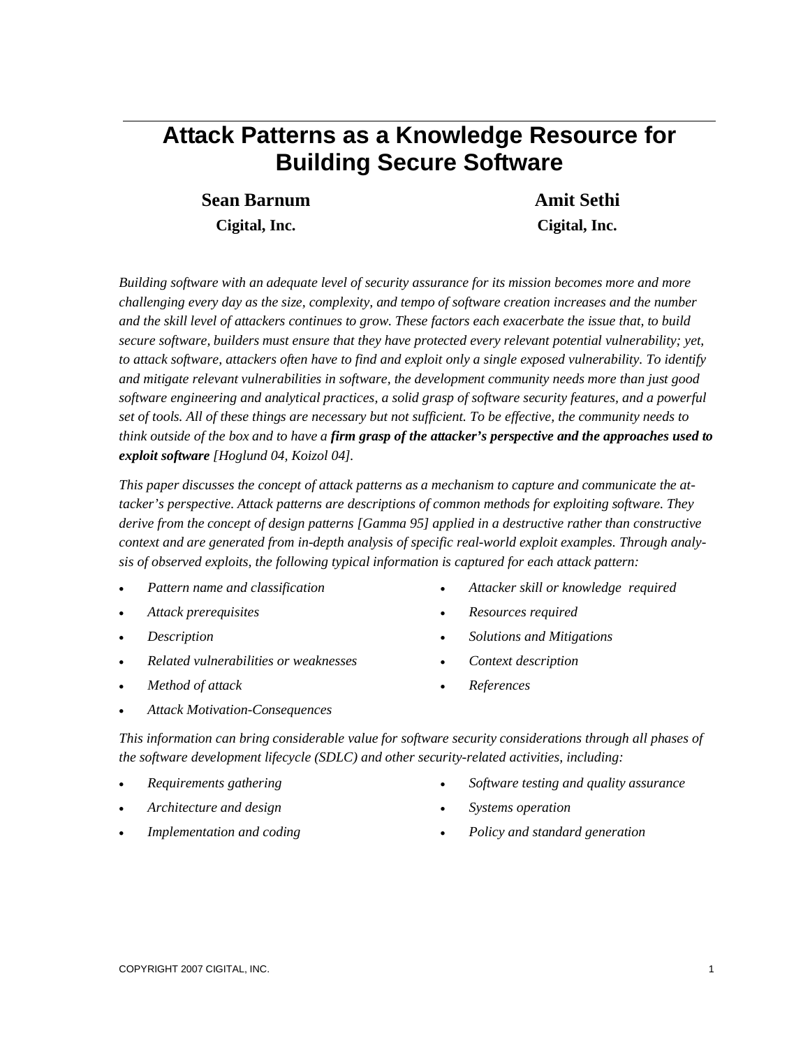# Attack Patterns as a Knowledge Resource for Building Secure Software

**Sean Barnum**
**Cigital, Inc.**

**Amit Sethi**
**Cigital, Inc.**

*Building software with an adequate level of security assurance for its mission becomes more and more challenging every day as the size, complexity, and tempo of software creation increases and the number and the skill level of attackers continues to grow. These factors each exacerbate the issue that, to build secure software, builders must ensure that they have protected every relevant potential vulnerability; yet, to attack software, attackers often have to find and exploit only a single exposed vulnerability. To identify and mitigate relevant vulnerabilities in software, the development community needs more than just good software engineering and analytical practices, a solid grasp of software security features, and a powerful set of tools. All of these things are necessary but not sufficient. To be effective, the community needs to think outside of the box and to have a* ***firm grasp of the attacker's perspective and the approaches used to exploit software*** *[Hoglund 04, Koizol 04].*

*This paper discusses the concept of attack patterns as a mechanism to capture and communicate the attacker's perspective. Attack patterns are descriptions of common methods for exploiting software. They derive from the concept of design patterns [Gamma 95] applied in a destructive rather than constructive context and are generated from in-depth analysis of specific real-world exploit examples. Through analysis of observed exploits, the following typical information is captured for each attack pattern:*

- *Pattern name and classification*
- *Attack prerequisites*
- *Description*
- *Related vulnerabilities or weaknesses*
- *Method of attack*
- *Attack Motivation-Consequences*
- *Attacker skill or knowledge required*
- *Resources required*
- *Solutions and Mitigations*
- *Context description*
- *References*

*This information can bring considerable value for software security considerations through all phases of the software development lifecycle (SDLC) and other security-related activities, including:*

- *Requirements gathering*
- *Architecture and design*
- *Implementation and coding*
- *Software testing and quality assurance*
- *Systems operation*
- *Policy and standard generation*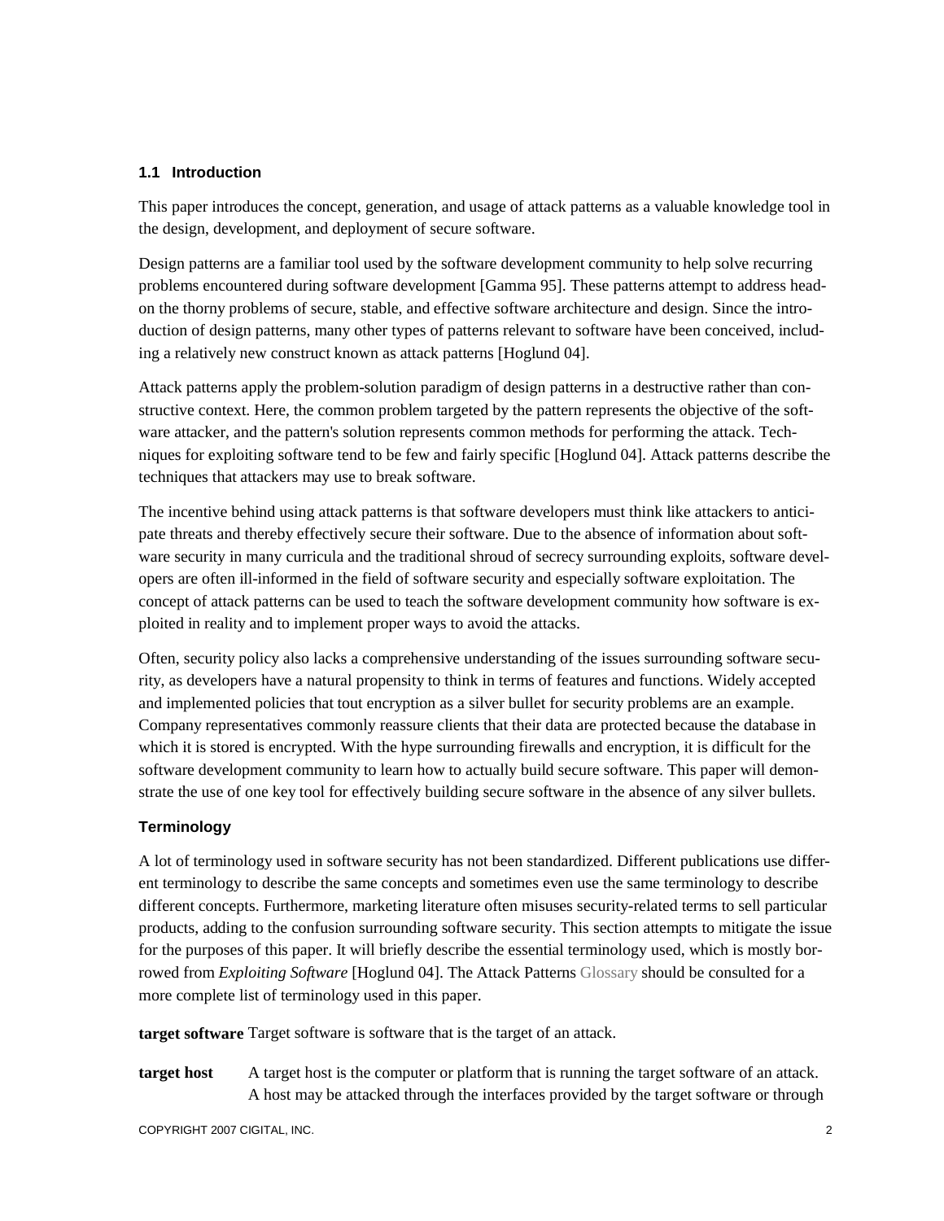### 1.1 Introduction

This paper introduces the concept, generation, and usage of attack patterns as a valuable knowledge tool in the design, development, and deployment of secure software.

Design patterns are a familiar tool used by the software development community to help solve recurring problems encountered during software development [Gamma 95]. These patterns attempt to address head-on the thorny problems of secure, stable, and effective software architecture and design. Since the introduction of design patterns, many other types of patterns relevant to software have been conceived, including a relatively new construct known as attack patterns [Hoglund 04].

Attack patterns apply the problem-solution paradigm of design patterns in a destructive rather than constructive context. Here, the common problem targeted by the pattern represents the objective of the software attacker, and the pattern's solution represents common methods for performing the attack. Techniques for exploiting software tend to be few and fairly specific [Hoglund 04]. Attack patterns describe the techniques that attackers may use to break software.

The incentive behind using attack patterns is that software developers must think like attackers to anticipate threats and thereby effectively secure their software. Due to the absence of information about software security in many curricula and the traditional shroud of secrecy surrounding exploits, software developers are often ill-informed in the field of software security and especially software exploitation. The concept of attack patterns can be used to teach the software development community how software is exploited in reality and to implement proper ways to avoid the attacks.

Often, security policy also lacks a comprehensive understanding of the issues surrounding software security, as developers have a natural propensity to think in terms of features and functions. Widely accepted and implemented policies that tout encryption as a silver bullet for security problems are an example. Company representatives commonly reassure clients that their data are protected because the database in which it is stored is encrypted. With the hype surrounding firewalls and encryption, it is difficult for the software development community to learn how to actually build secure software. This paper will demonstrate the use of one key tool for effectively building secure software in the absence of any silver bullets.

#### Terminology

A lot of terminology used in software security has not been standardized. Different publications use different terminology to describe the same concepts and sometimes even use the same terminology to describe different concepts. Furthermore, marketing literature often misuses security-related terms to sell particular products, adding to the confusion surrounding software security. This section attempts to mitigate the issue for the purposes of this paper. It will briefly describe the essential terminology used, which is mostly borrowed from *Exploiting Software* [Hoglund 04]. The Attack Patterns Glossary should be consulted for a more complete list of terminology used in this paper.

**target software** Target software is software that is the target of an attack.

**target host** A target host is the computer or platform that is running the target software of an attack. A host may be attacked through the interfaces provided by the target software or through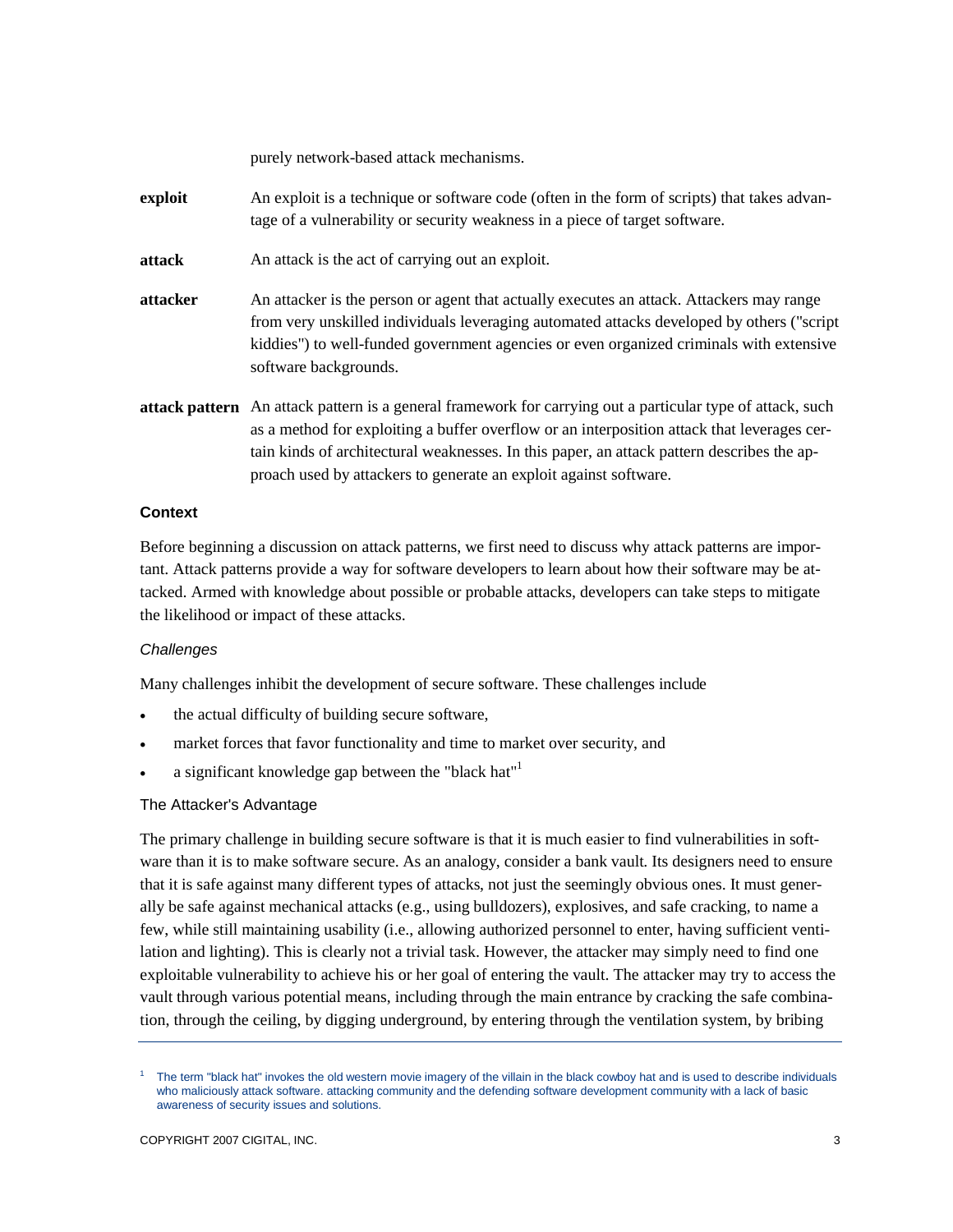purely network-based attack mechanisms.

**exploit** An exploit is a technique or software code (often in the form of scripts) that takes advantage of a vulnerability or security weakness in a piece of target software.

**attack** An attack is the act of carrying out an exploit.

**attacker** An attacker is the person or agent that actually executes an attack. Attackers may range from very unskilled individuals leveraging automated attacks developed by others ("script kiddies") to well-funded government agencies or even organized criminals with extensive software backgrounds.

**attack pattern** An attack pattern is a general framework for carrying out a particular type of attack, such as a method for exploiting a buffer overflow or an interposition attack that leverages certain kinds of architectural weaknesses. In this paper, an attack pattern describes the approach used by attackers to generate an exploit against software.

## Context

Before beginning a discussion on attack patterns, we first need to discuss why attack patterns are important. Attack patterns provide a way for software developers to learn about how their software may be attacked. Armed with knowledge about possible or probable attacks, developers can take steps to mitigate the likelihood or impact of these attacks.

### *Challenges*

Many challenges inhibit the development of secure software. These challenges include

- the actual difficulty of building secure software,
- market forces that favor functionality and time to market over security, and
- a significant knowledge gap between the "black hat"[1]

#### The Attacker's Advantage

The primary challenge in building secure software is that it is much easier to find vulnerabilities in software than it is to make software secure. As an analogy, consider a bank vault. Its designers need to ensure that it is safe against many different types of attacks, not just the seemingly obvious ones. It must generally be safe against mechanical attacks (e.g., using bulldozers), explosives, and safe cracking, to name a few, while still maintaining usability (i.e., allowing authorized personnel to enter, having sufficient ventilation and lighting). This is clearly not a trivial task. However, the attacker may simply need to find one exploitable vulnerability to achieve his or her goal of entering the vault. The attacker may try to access the vault through various potential means, including through the main entrance by cracking the safe combination, through the ceiling, by digging underground, by entering through the ventilation system, by bribing

---

[1] The term "black hat" invokes the old western movie imagery of the villain in the black cowboy hat and is used to describe individuals who maliciously attack software. attacking community and the defending software development community with a lack of basic awareness of security issues and solutions.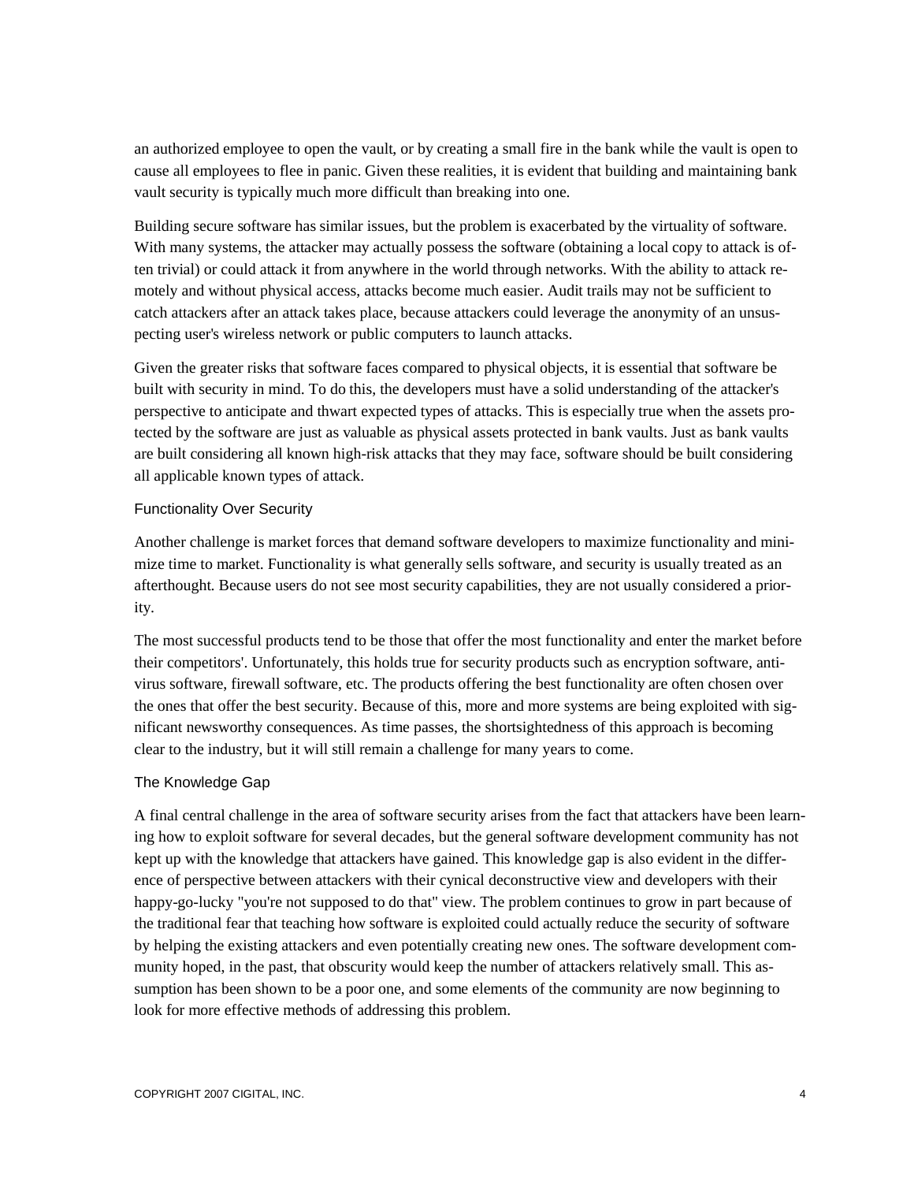an authorized employee to open the vault, or by creating a small fire in the bank while the vault is open to cause all employees to flee in panic. Given these realities, it is evident that building and maintaining bank vault security is typically much more difficult than breaking into one.

Building secure software has similar issues, but the problem is exacerbated by the virtuality of software. With many systems, the attacker may actually possess the software (obtaining a local copy to attack is often trivial) or could attack it from anywhere in the world through networks. With the ability to attack remotely and without physical access, attacks become much easier. Audit trails may not be sufficient to catch attackers after an attack takes place, because attackers could leverage the anonymity of an unsuspecting user's wireless network or public computers to launch attacks.

Given the greater risks that software faces compared to physical objects, it is essential that software be built with security in mind. To do this, the developers must have a solid understanding of the attacker's perspective to anticipate and thwart expected types of attacks. This is especially true when the assets protected by the software are just as valuable as physical assets protected in bank vaults. Just as bank vaults are built considering all known high-risk attacks that they may face, software should be built considering all applicable known types of attack.

### Functionality Over Security

Another challenge is market forces that demand software developers to maximize functionality and minimize time to market. Functionality is what generally sells software, and security is usually treated as an afterthought. Because users do not see most security capabilities, they are not usually considered a priority.

The most successful products tend to be those that offer the most functionality and enter the market before their competitors'. Unfortunately, this holds true for security products such as encryption software, antivirus software, firewall software, etc. The products offering the best functionality are often chosen over the ones that offer the best security. Because of this, more and more systems are being exploited with significant newsworthy consequences. As time passes, the shortsightedness of this approach is becoming clear to the industry, but it will still remain a challenge for many years to come.

### The Knowledge Gap

A final central challenge in the area of software security arises from the fact that attackers have been learning how to exploit software for several decades, but the general software development community has not kept up with the knowledge that attackers have gained. This knowledge gap is also evident in the difference of perspective between attackers with their cynical deconstructive view and developers with their happy-go-lucky "you're not supposed to do that" view. The problem continues to grow in part because of the traditional fear that teaching how software is exploited could actually reduce the security of software by helping the existing attackers and even potentially creating new ones. The software development community hoped, in the past, that obscurity would keep the number of attackers relatively small. This assumption has been shown to be a poor one, and some elements of the community are now beginning to look for more effective methods of addressing this problem.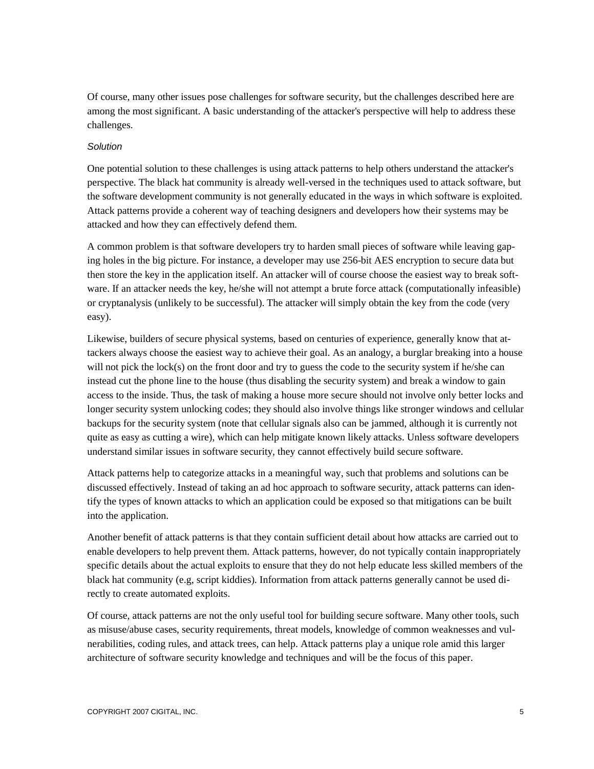Of course, many other issues pose challenges for software security, but the challenges described here are among the most significant. A basic understanding of the attacker's perspective will help to address these challenges.

*Solution*

One potential solution to these challenges is using attack patterns to help others understand the attacker's perspective. The black hat community is already well-versed in the techniques used to attack software, but the software development community is not generally educated in the ways in which software is exploited. Attack patterns provide a coherent way of teaching designers and developers how their systems may be attacked and how they can effectively defend them.

A common problem is that software developers try to harden small pieces of software while leaving gaping holes in the big picture. For instance, a developer may use 256-bit AES encryption to secure data but then store the key in the application itself. An attacker will of course choose the easiest way to break software. If an attacker needs the key, he/she will not attempt a brute force attack (computationally infeasible) or cryptanalysis (unlikely to be successful). The attacker will simply obtain the key from the code (very easy).

Likewise, builders of secure physical systems, based on centuries of experience, generally know that attackers always choose the easiest way to achieve their goal. As an analogy, a burglar breaking into a house will not pick the lock(s) on the front door and try to guess the code to the security system if he/she can instead cut the phone line to the house (thus disabling the security system) and break a window to gain access to the inside. Thus, the task of making a house more secure should not involve only better locks and longer security system unlocking codes; they should also involve things like stronger windows and cellular backups for the security system (note that cellular signals also can be jammed, although it is currently not quite as easy as cutting a wire), which can help mitigate known likely attacks. Unless software developers understand similar issues in software security, they cannot effectively build secure software.

Attack patterns help to categorize attacks in a meaningful way, such that problems and solutions can be discussed effectively. Instead of taking an ad hoc approach to software security, attack patterns can identify the types of known attacks to which an application could be exposed so that mitigations can be built into the application.

Another benefit of attack patterns is that they contain sufficient detail about how attacks are carried out to enable developers to help prevent them. Attack patterns, however, do not typically contain inappropriately specific details about the actual exploits to ensure that they do not help educate less skilled members of the black hat community (e.g, script kiddies). Information from attack patterns generally cannot be used directly to create automated exploits.

Of course, attack patterns are not the only useful tool for building secure software. Many other tools, such as misuse/abuse cases, security requirements, threat models, knowledge of common weaknesses and vulnerabilities, coding rules, and attack trees, can help. Attack patterns play a unique role amid this larger architecture of software security knowledge and techniques and will be the focus of this paper.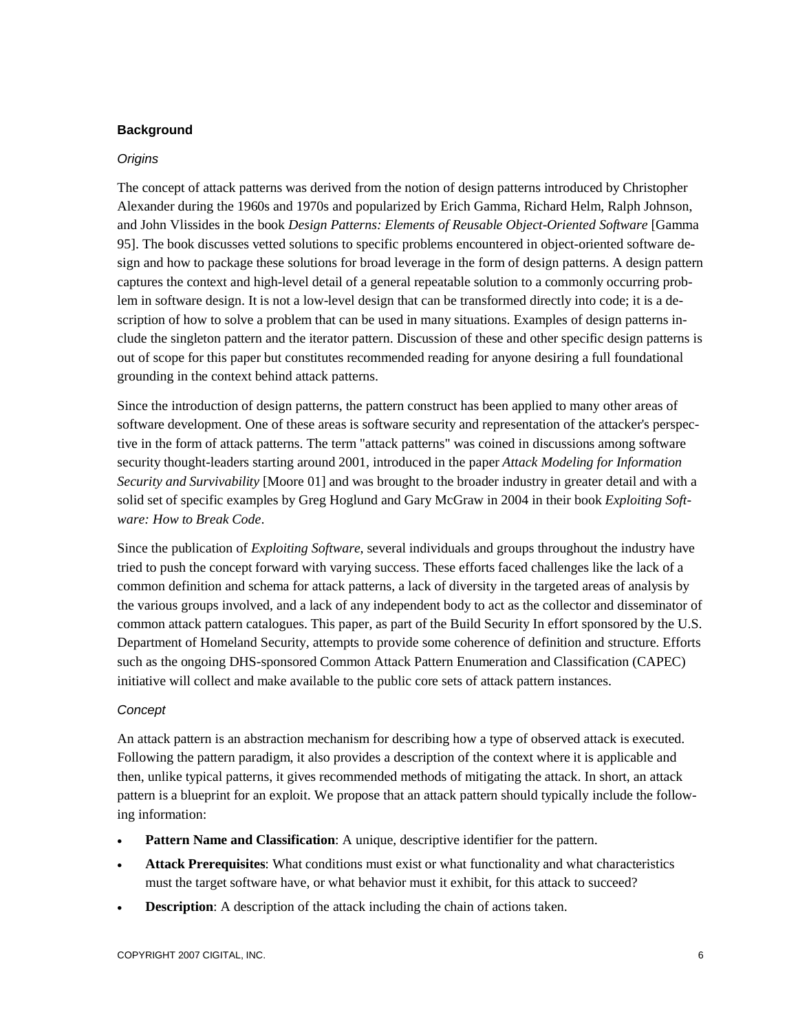## Background

### *Origins*

The concept of attack patterns was derived from the notion of design patterns introduced by Christopher Alexander during the 1960s and 1970s and popularized by Erich Gamma, Richard Helm, Ralph Johnson, and John Vlissides in the book *Design Patterns: Elements of Reusable Object-Oriented Software* [Gamma 95]. The book discusses vetted solutions to specific problems encountered in object-oriented software design and how to package these solutions for broad leverage in the form of design patterns. A design pattern captures the context and high-level detail of a general repeatable solution to a commonly occurring problem in software design. It is not a low-level design that can be transformed directly into code; it is a description of how to solve a problem that can be used in many situations. Examples of design patterns include the singleton pattern and the iterator pattern. Discussion of these and other specific design patterns is out of scope for this paper but constitutes recommended reading for anyone desiring a full foundational grounding in the context behind attack patterns.

Since the introduction of design patterns, the pattern construct has been applied to many other areas of software development. One of these areas is software security and representation of the attacker's perspective in the form of attack patterns. The term "attack patterns" was coined in discussions among software security thought-leaders starting around 2001, introduced in the paper *Attack Modeling for Information Security and Survivability* [Moore 01] and was brought to the broader industry in greater detail and with a solid set of specific examples by Greg Hoglund and Gary McGraw in 2004 in their book *Exploiting Software: How to Break Code*.

Since the publication of *Exploiting Software*, several individuals and groups throughout the industry have tried to push the concept forward with varying success. These efforts faced challenges like the lack of a common definition and schema for attack patterns, a lack of diversity in the targeted areas of analysis by the various groups involved, and a lack of any independent body to act as the collector and disseminator of common attack pattern catalogues. This paper, as part of the Build Security In effort sponsored by the U.S. Department of Homeland Security, attempts to provide some coherence of definition and structure. Efforts such as the ongoing DHS-sponsored Common Attack Pattern Enumeration and Classification (CAPEC) initiative will collect and make available to the public core sets of attack pattern instances.

### *Concept*

An attack pattern is an abstraction mechanism for describing how a type of observed attack is executed. Following the pattern paradigm, it also provides a description of the context where it is applicable and then, unlike typical patterns, it gives recommended methods of mitigating the attack. In short, an attack pattern is a blueprint for an exploit. We propose that an attack pattern should typically include the following information:

- **Pattern Name and Classification**: A unique, descriptive identifier for the pattern.
- **Attack Prerequisites**: What conditions must exist or what functionality and what characteristics must the target software have, or what behavior must it exhibit, for this attack to succeed?
- **Description**: A description of the attack including the chain of actions taken.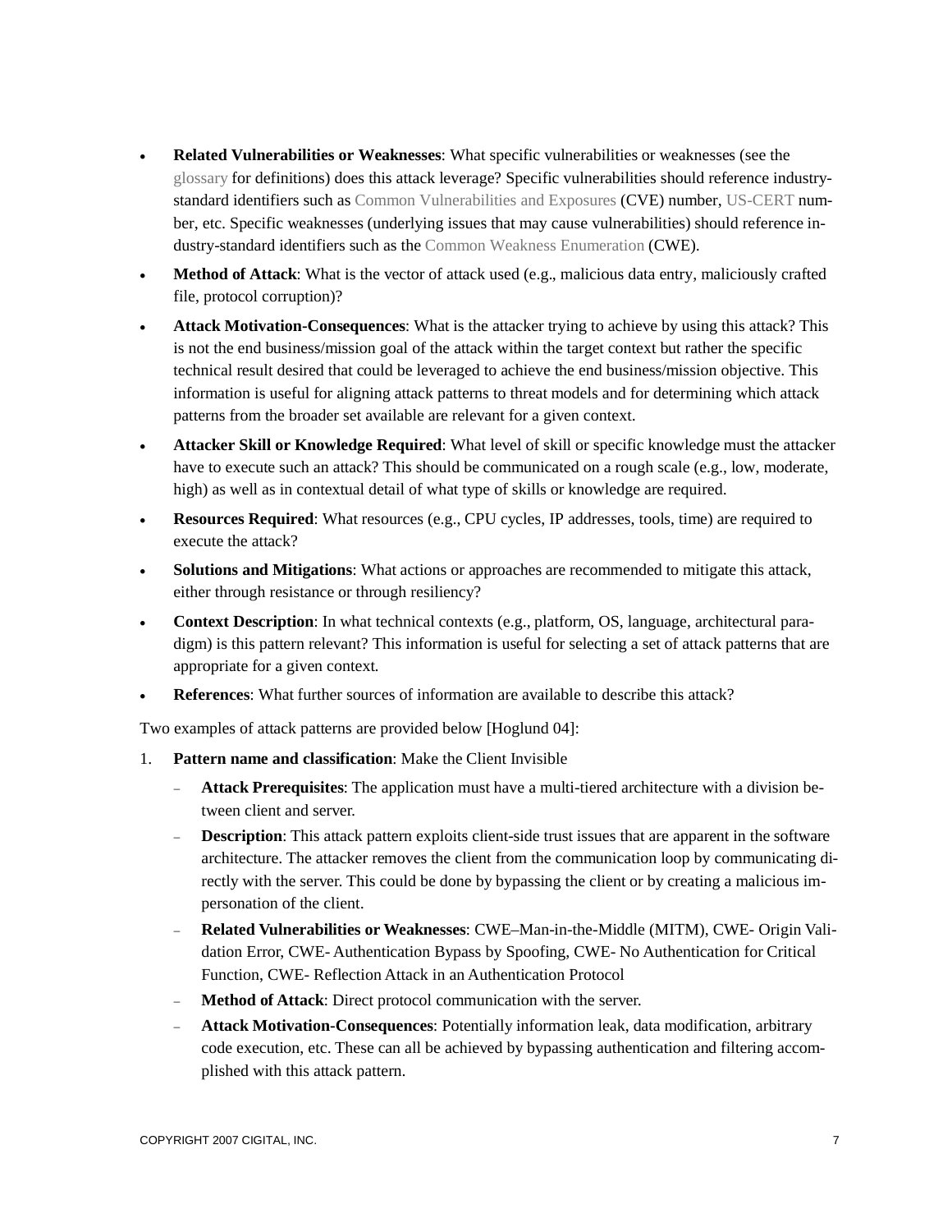- **Related Vulnerabilities or Weaknesses**: What specific vulnerabilities or weaknesses (see the glossary for definitions) does this attack leverage? Specific vulnerabilities should reference industry-standard identifiers such as Common Vulnerabilities and Exposures (CVE) number, US-CERT number, etc. Specific weaknesses (underlying issues that may cause vulnerabilities) should reference industry-standard identifiers such as the Common Weakness Enumeration (CWE).
- **Method of Attack**: What is the vector of attack used (e.g., malicious data entry, maliciously crafted file, protocol corruption)?
- **Attack Motivation-Consequences**: What is the attacker trying to achieve by using this attack? This is not the end business/mission goal of the attack within the target context but rather the specific technical result desired that could be leveraged to achieve the end business/mission objective. This information is useful for aligning attack patterns to threat models and for determining which attack patterns from the broader set available are relevant for a given context.
- **Attacker Skill or Knowledge Required**: What level of skill or specific knowledge must the attacker have to execute such an attack? This should be communicated on a rough scale (e.g., low, moderate, high) as well as in contextual detail of what type of skills or knowledge are required.
- **Resources Required**: What resources (e.g., CPU cycles, IP addresses, tools, time) are required to execute the attack?
- **Solutions and Mitigations**: What actions or approaches are recommended to mitigate this attack, either through resistance or through resiliency?
- **Context Description**: In what technical contexts (e.g., platform, OS, language, architectural paradigm) is this pattern relevant? This information is useful for selecting a set of attack patterns that are appropriate for a given context.
- **References**: What further sources of information are available to describe this attack?

Two examples of attack patterns are provided below [Hoglund 04]:

1. **Pattern name and classification**: Make the Client Invisible
   - **Attack Prerequisites**: The application must have a multi-tiered architecture with a division between client and server.
   - **Description**: This attack pattern exploits client-side trust issues that are apparent in the software architecture. The attacker removes the client from the communication loop by communicating directly with the server. This could be done by bypassing the client or by creating a malicious impersonation of the client.
   - **Related Vulnerabilities or Weaknesses**: CWE–Man-in-the-Middle (MITM), CWE- Origin Validation Error, CWE- Authentication Bypass by Spoofing, CWE- No Authentication for Critical Function, CWE- Reflection Attack in an Authentication Protocol
   - **Method of Attack**: Direct protocol communication with the server.
   - **Attack Motivation-Consequences**: Potentially information leak, data modification, arbitrary code execution, etc. These can all be achieved by bypassing authentication and filtering accomplished with this attack pattern.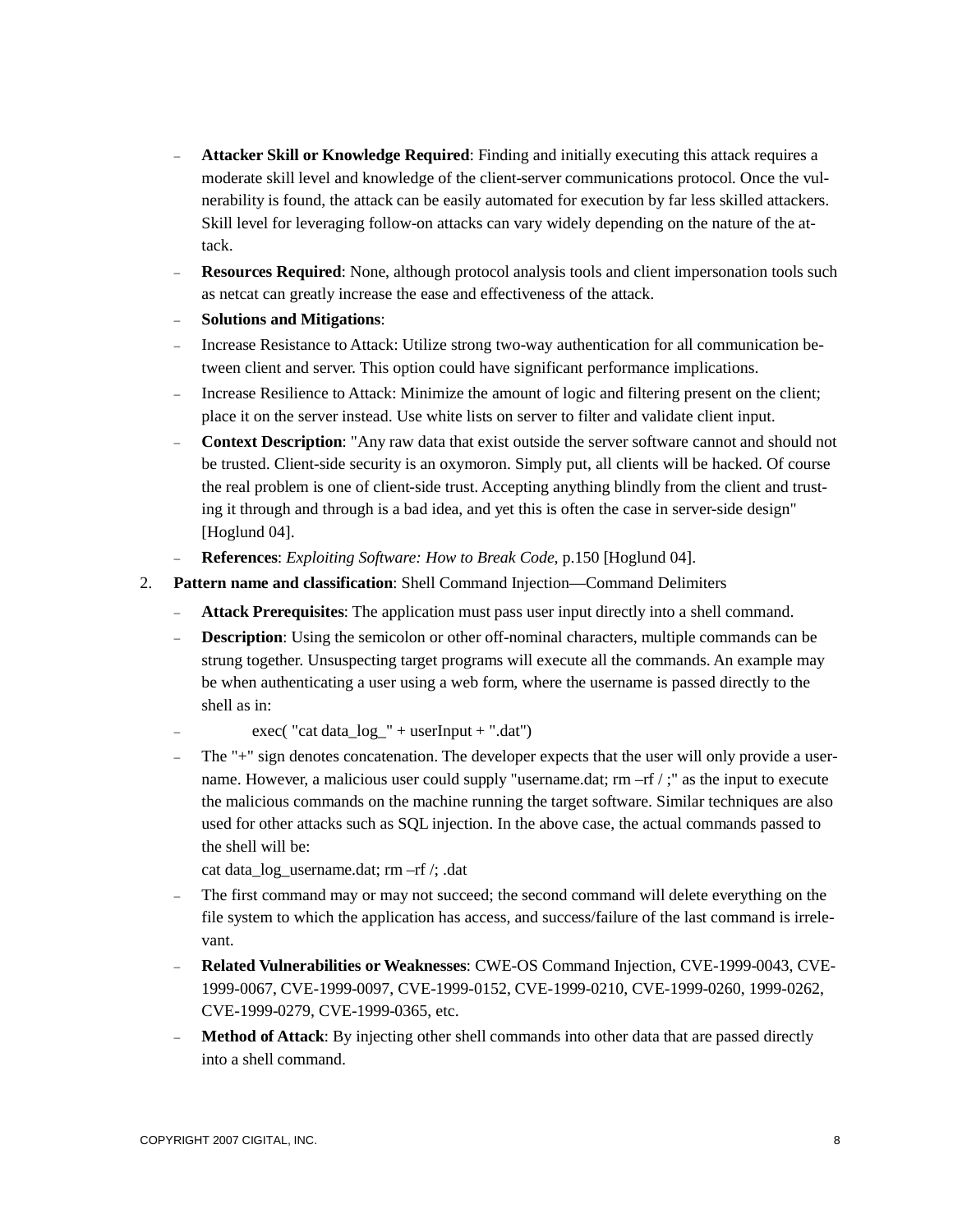- **Attacker Skill or Knowledge Required**: Finding and initially executing this attack requires a moderate skill level and knowledge of the client-server communications protocol. Once the vulnerability is found, the attack can be easily automated for execution by far less skilled attackers. Skill level for leveraging follow-on attacks can vary widely depending on the nature of the attack.
- **Resources Required**: None, although protocol analysis tools and client impersonation tools such as netcat can greatly increase the ease and effectiveness of the attack.
- **Solutions and Mitigations**:
- Increase Resistance to Attack: Utilize strong two-way authentication for all communication between client and server. This option could have significant performance implications.
- Increase Resilience to Attack: Minimize the amount of logic and filtering present on the client; place it on the server instead. Use white lists on server to filter and validate client input.
- **Context Description**: "Any raw data that exist outside the server software cannot and should not be trusted. Client-side security is an oxymoron. Simply put, all clients will be hacked. Of course the real problem is one of client-side trust. Accepting anything blindly from the client and trusting it through and through is a bad idea, and yet this is often the case in server-side design" [Hoglund 04].
- **References**: *Exploiting Software: How to Break Code*, p.150 [Hoglund 04].

2. **Pattern name and classification**: Shell Command Injection—Command Delimiters
   - **Attack Prerequisites**: The application must pass user input directly into a shell command.
   - **Description**: Using the semicolon or other off-nominal characters, multiple commands can be strung together. Unsuspecting target programs will execute all the commands. An example may be when authenticating a user using a web form, where the username is passed directly to the shell as in:
   - exec( "cat data_log_" + userInput + ".dat")
   - The "+" sign denotes concatenation. The developer expects that the user will only provide a username. However, a malicious user could supply "username.dat; rm –rf / ;" as the input to execute the malicious commands on the machine running the target software. Similar techniques are also used for other attacks such as SQL injection. In the above case, the actual commands passed to the shell will be:
     cat data_log_username.dat; rm –rf /; .dat
   - The first command may or may not succeed; the second command will delete everything on the file system to which the application has access, and success/failure of the last command is irrelevant.
   - **Related Vulnerabilities or Weaknesses**: CWE-OS Command Injection, CVE-1999-0043, CVE-1999-0067, CVE-1999-0097, CVE-1999-0152, CVE-1999-0210, CVE-1999-0260, 1999-0262, CVE-1999-0279, CVE-1999-0365, etc.
   - **Method of Attack**: By injecting other shell commands into other data that are passed directly into a shell command.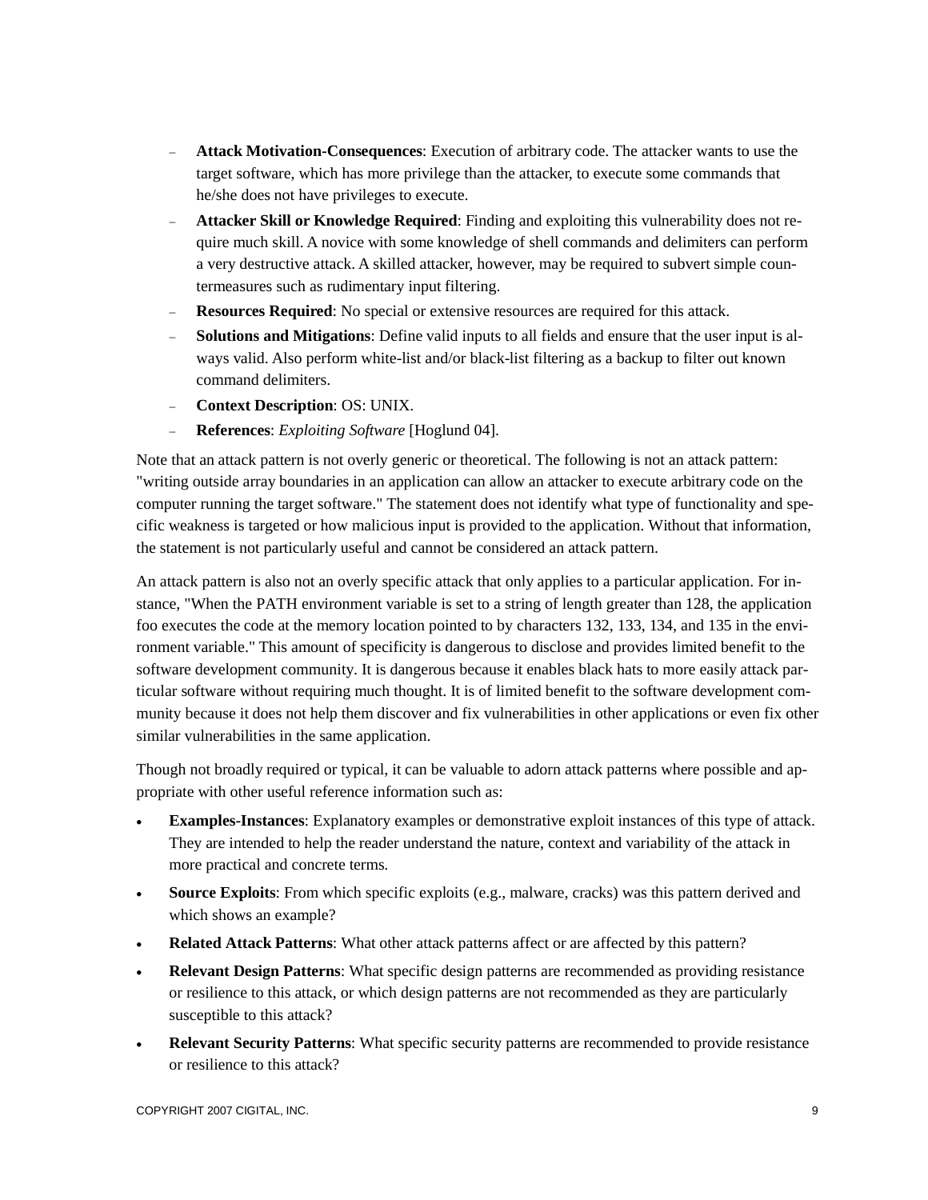- **Attack Motivation-Consequences**: Execution of arbitrary code. The attacker wants to use the target software, which has more privilege than the attacker, to execute some commands that he/she does not have privileges to execute.
  - **Attacker Skill or Knowledge Required**: Finding and exploiting this vulnerability does not require much skill. A novice with some knowledge of shell commands and delimiters can perform a very destructive attack. A skilled attacker, however, may be required to subvert simple countermeasures such as rudimentary input filtering.
  - **Resources Required**: No special or extensive resources are required for this attack.
  - **Solutions and Mitigations**: Define valid inputs to all fields and ensure that the user input is always valid. Also perform white-list and/or black-list filtering as a backup to filter out known command delimiters.
  - **Context Description**: OS: UNIX.
  - **References**: *Exploiting Software* [Hoglund 04].

Note that an attack pattern is not overly generic or theoretical. The following is not an attack pattern: "writing outside array boundaries in an application can allow an attacker to execute arbitrary code on the computer running the target software." The statement does not identify what type of functionality and specific weakness is targeted or how malicious input is provided to the application. Without that information, the statement is not particularly useful and cannot be considered an attack pattern.

An attack pattern is also not an overly specific attack that only applies to a particular application. For instance, "When the PATH environment variable is set to a string of length greater than 128, the application foo executes the code at the memory location pointed to by characters 132, 133, 134, and 135 in the environment variable." This amount of specificity is dangerous to disclose and provides limited benefit to the software development community. It is dangerous because it enables black hats to more easily attack particular software without requiring much thought. It is of limited benefit to the software development community because it does not help them discover and fix vulnerabilities in other applications or even fix other similar vulnerabilities in the same application.

Though not broadly required or typical, it can be valuable to adorn attack patterns where possible and appropriate with other useful reference information such as:

- **Examples-Instances**: Explanatory examples or demonstrative exploit instances of this type of attack. They are intended to help the reader understand the nature, context and variability of the attack in more practical and concrete terms.
- **Source Exploits**: From which specific exploits (e.g., malware, cracks) was this pattern derived and which shows an example?
- **Related Attack Patterns**: What other attack patterns affect or are affected by this pattern?
- **Relevant Design Patterns**: What specific design patterns are recommended as providing resistance or resilience to this attack, or which design patterns are not recommended as they are particularly susceptible to this attack?
- **Relevant Security Patterns**: What specific security patterns are recommended to provide resistance or resilience to this attack?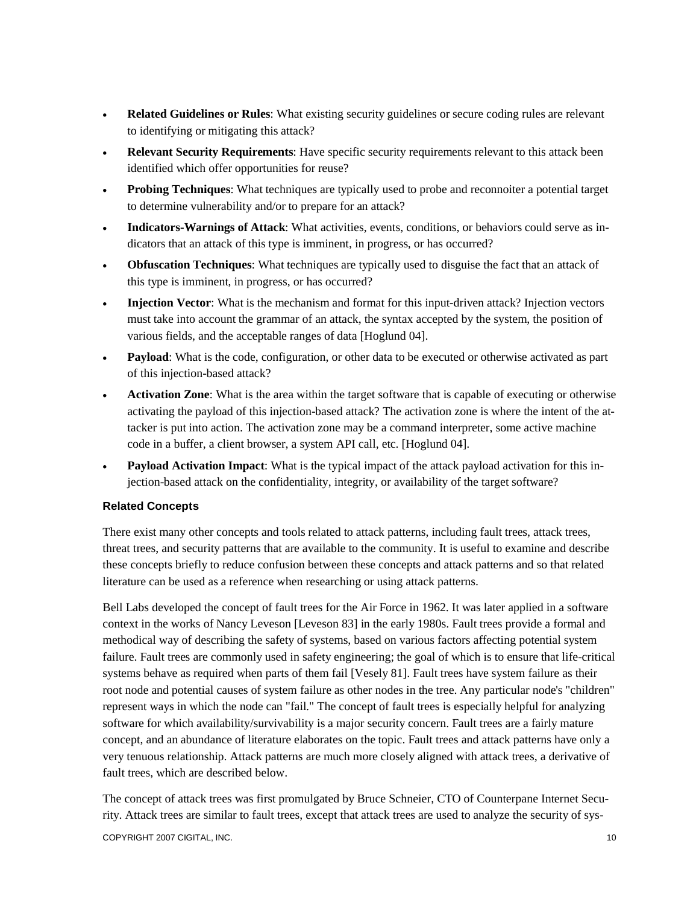- **Related Guidelines or Rules**: What existing security guidelines or secure coding rules are relevant to identifying or mitigating this attack?
- **Relevant Security Requirements**: Have specific security requirements relevant to this attack been identified which offer opportunities for reuse?
- **Probing Techniques**: What techniques are typically used to probe and reconnoiter a potential target to determine vulnerability and/or to prepare for an attack?
- **Indicators-Warnings of Attack**: What activities, events, conditions, or behaviors could serve as indicators that an attack of this type is imminent, in progress, or has occurred?
- **Obfuscation Techniques**: What techniques are typically used to disguise the fact that an attack of this type is imminent, in progress, or has occurred?
- **Injection Vector**: What is the mechanism and format for this input-driven attack? Injection vectors must take into account the grammar of an attack, the syntax accepted by the system, the position of various fields, and the acceptable ranges of data [Hoglund 04].
- **Payload**: What is the code, configuration, or other data to be executed or otherwise activated as part of this injection-based attack?
- **Activation Zone**: What is the area within the target software that is capable of executing or otherwise activating the payload of this injection-based attack? The activation zone is where the intent of the attacker is put into action. The activation zone may be a command interpreter, some active machine code in a buffer, a client browser, a system API call, etc. [Hoglund 04].
- **Payload Activation Impact**: What is the typical impact of the attack payload activation for this injection-based attack on the confidentiality, integrity, or availability of the target software?

### Related Concepts

There exist many other concepts and tools related to attack patterns, including fault trees, attack trees, threat trees, and security patterns that are available to the community. It is useful to examine and describe these concepts briefly to reduce confusion between these concepts and attack patterns and so that related literature can be used as a reference when researching or using attack patterns.

Bell Labs developed the concept of fault trees for the Air Force in 1962. It was later applied in a software context in the works of Nancy Leveson [Leveson 83] in the early 1980s. Fault trees provide a formal and methodical way of describing the safety of systems, based on various factors affecting potential system failure. Fault trees are commonly used in safety engineering; the goal of which is to ensure that life-critical systems behave as required when parts of them fail [Vesely 81]. Fault trees have system failure as their root node and potential causes of system failure as other nodes in the tree. Any particular node's "children" represent ways in which the node can "fail." The concept of fault trees is especially helpful for analyzing software for which availability/survivability is a major security concern. Fault trees are a fairly mature concept, and an abundance of literature elaborates on the topic. Fault trees and attack patterns have only a very tenuous relationship. Attack patterns are much more closely aligned with attack trees, a derivative of fault trees, which are described below.

The concept of attack trees was first promulgated by Bruce Schneier, CTO of Counterpane Internet Security. Attack trees are similar to fault trees, except that attack trees are used to analyze the security of sys-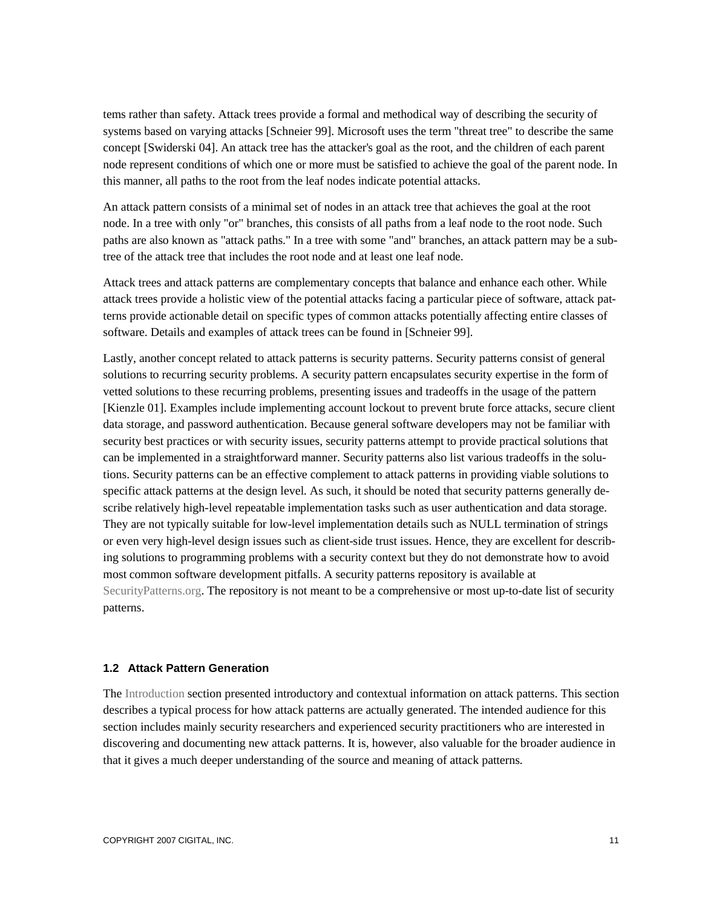tems rather than safety. Attack trees provide a formal and methodical way of describing the security of systems based on varying attacks [Schneier 99]. Microsoft uses the term "threat tree" to describe the same concept [Swiderski 04]. An attack tree has the attacker's goal as the root, and the children of each parent node represent conditions of which one or more must be satisfied to achieve the goal of the parent node. In this manner, all paths to the root from the leaf nodes indicate potential attacks.

An attack pattern consists of a minimal set of nodes in an attack tree that achieves the goal at the root node. In a tree with only "or" branches, this consists of all paths from a leaf node to the root node. Such paths are also known as "attack paths." In a tree with some "and" branches, an attack pattern may be a subtree of the attack tree that includes the root node and at least one leaf node.

Attack trees and attack patterns are complementary concepts that balance and enhance each other. While attack trees provide a holistic view of the potential attacks facing a particular piece of software, attack patterns provide actionable detail on specific types of common attacks potentially affecting entire classes of software. Details and examples of attack trees can be found in [Schneier 99].

Lastly, another concept related to attack patterns is security patterns. Security patterns consist of general solutions to recurring security problems. A security pattern encapsulates security expertise in the form of vetted solutions to these recurring problems, presenting issues and tradeoffs in the usage of the pattern [Kienzle 01]. Examples include implementing account lockout to prevent brute force attacks, secure client data storage, and password authentication. Because general software developers may not be familiar with security best practices or with security issues, security patterns attempt to provide practical solutions that can be implemented in a straightforward manner. Security patterns also list various tradeoffs in the solutions. Security patterns can be an effective complement to attack patterns in providing viable solutions to specific attack patterns at the design level. As such, it should be noted that security patterns generally describe relatively high-level repeatable implementation tasks such as user authentication and data storage. They are not typically suitable for low-level implementation details such as NULL termination of strings or even very high-level design issues such as client-side trust issues. Hence, they are excellent for describing solutions to programming problems with a security context but they do not demonstrate how to avoid most common software development pitfalls. A security patterns repository is available at SecurityPatterns.org. The repository is not meant to be a comprehensive or most up-to-date list of security patterns.

### 1.2 Attack Pattern Generation

The Introduction section presented introductory and contextual information on attack patterns. This section describes a typical process for how attack patterns are actually generated. The intended audience for this section includes mainly security researchers and experienced security practitioners who are interested in discovering and documenting new attack patterns. It is, however, also valuable for the broader audience in that it gives a much deeper understanding of the source and meaning of attack patterns.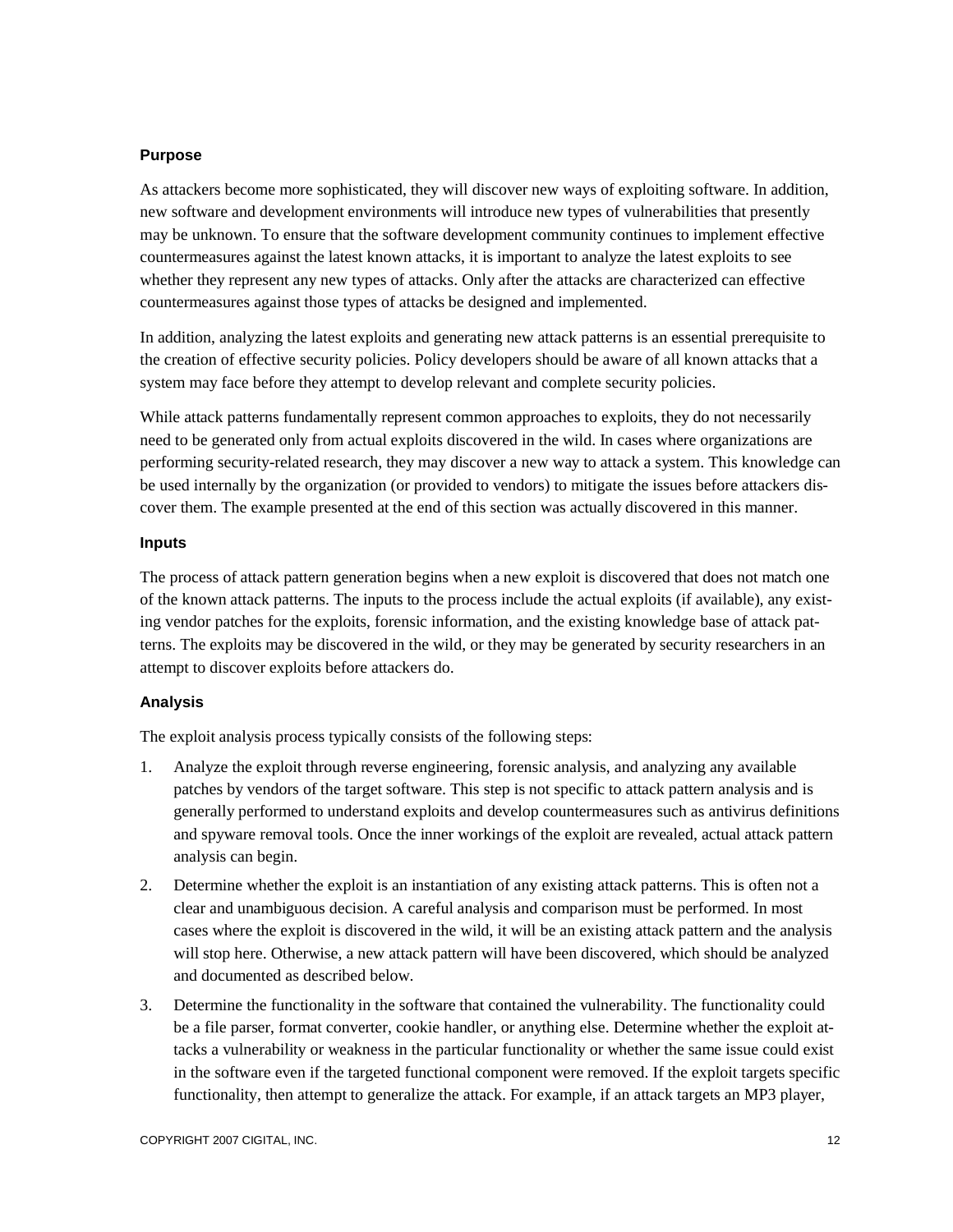### Purpose

As attackers become more sophisticated, they will discover new ways of exploiting software. In addition, new software and development environments will introduce new types of vulnerabilities that presently may be unknown. To ensure that the software development community continues to implement effective countermeasures against the latest known attacks, it is important to analyze the latest exploits to see whether they represent any new types of attacks. Only after the attacks are characterized can effective countermeasures against those types of attacks be designed and implemented.

In addition, analyzing the latest exploits and generating new attack patterns is an essential prerequisite to the creation of effective security policies. Policy developers should be aware of all known attacks that a system may face before they attempt to develop relevant and complete security policies.

While attack patterns fundamentally represent common approaches to exploits, they do not necessarily need to be generated only from actual exploits discovered in the wild. In cases where organizations are performing security-related research, they may discover a new way to attack a system. This knowledge can be used internally by the organization (or provided to vendors) to mitigate the issues before attackers discover them. The example presented at the end of this section was actually discovered in this manner.

### Inputs

The process of attack pattern generation begins when a new exploit is discovered that does not match one of the known attack patterns. The inputs to the process include the actual exploits (if available), any existing vendor patches for the exploits, forensic information, and the existing knowledge base of attack patterns. The exploits may be discovered in the wild, or they may be generated by security researchers in an attempt to discover exploits before attackers do.

### Analysis

The exploit analysis process typically consists of the following steps:

1. Analyze the exploit through reverse engineering, forensic analysis, and analyzing any available patches by vendors of the target software. This step is not specific to attack pattern analysis and is generally performed to understand exploits and develop countermeasures such as antivirus definitions and spyware removal tools. Once the inner workings of the exploit are revealed, actual attack pattern analysis can begin.
2. Determine whether the exploit is an instantiation of any existing attack patterns. This is often not a clear and unambiguous decision. A careful analysis and comparison must be performed. In most cases where the exploit is discovered in the wild, it will be an existing attack pattern and the analysis will stop here. Otherwise, a new attack pattern will have been discovered, which should be analyzed and documented as described below.
3. Determine the functionality in the software that contained the vulnerability. The functionality could be a file parser, format converter, cookie handler, or anything else. Determine whether the exploit attacks a vulnerability or weakness in the particular functionality or whether the same issue could exist in the software even if the targeted functional component were removed. If the exploit targets specific functionality, then attempt to generalize the attack. For example, if an attack targets an MP3 player,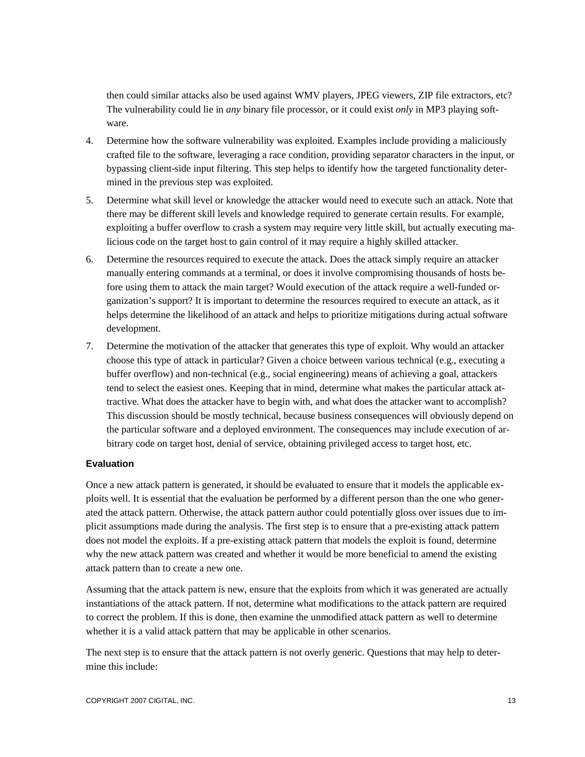then could similar attacks also be used against WMV players, JPEG viewers, ZIP file extractors, etc? The vulnerability could lie in *any* binary file processor, or it could exist *only* in MP3 playing software.

4. Determine how the software vulnerability was exploited. Examples include providing a maliciously crafted file to the software, leveraging a race condition, providing separator characters in the input, or bypassing client-side input filtering. This step helps to identify how the targeted functionality determined in the previous step was exploited.
5. Determine what skill level or knowledge the attacker would need to execute such an attack. Note that there may be different skill levels and knowledge required to generate certain results. For example, exploiting a buffer overflow to crash a system may require very little skill, but actually executing malicious code on the target host to gain control of it may require a highly skilled attacker.
6. Determine the resources required to execute the attack. Does the attack simply require an attacker manually entering commands at a terminal, or does it involve compromising thousands of hosts before using them to attack the main target? Would execution of the attack require a well-funded organization's support? It is important to determine the resources required to execute an attack, as it helps determine the likelihood of an attack and helps to prioritize mitigations during actual software development.
7. Determine the motivation of the attacker that generates this type of exploit. Why would an attacker choose this type of attack in particular? Given a choice between various technical (e.g., executing a buffer overflow) and non-technical (e.g., social engineering) means of achieving a goal, attackers tend to select the easiest ones. Keeping that in mind, determine what makes the particular attack attractive. What does the attacker have to begin with, and what does the attacker want to accomplish? This discussion should be mostly technical, because business consequences will obviously depend on the particular software and a deployed environment. The consequences may include execution of arbitrary code on target host, denial of service, obtaining privileged access to target host, etc.

#### Evaluation

Once a new attack pattern is generated, it should be evaluated to ensure that it models the applicable exploits well. It is essential that the evaluation be performed by a different person than the one who generated the attack pattern. Otherwise, the attack pattern author could potentially gloss over issues due to implicit assumptions made during the analysis. The first step is to ensure that a pre-existing attack pattern does not model the exploits. If a pre-existing attack pattern that models the exploit is found, determine why the new attack pattern was created and whether it would be more beneficial to amend the existing attack pattern than to create a new one.

Assuming that the attack pattern is new, ensure that the exploits from which it was generated are actually instantiations of the attack pattern. If not, determine what modifications to the attack pattern are required to correct the problem. If this is done, then examine the unmodified attack pattern as well to determine whether it is a valid attack pattern that may be applicable in other scenarios.

The next step is to ensure that the attack pattern is not overly generic. Questions that may help to determine this include: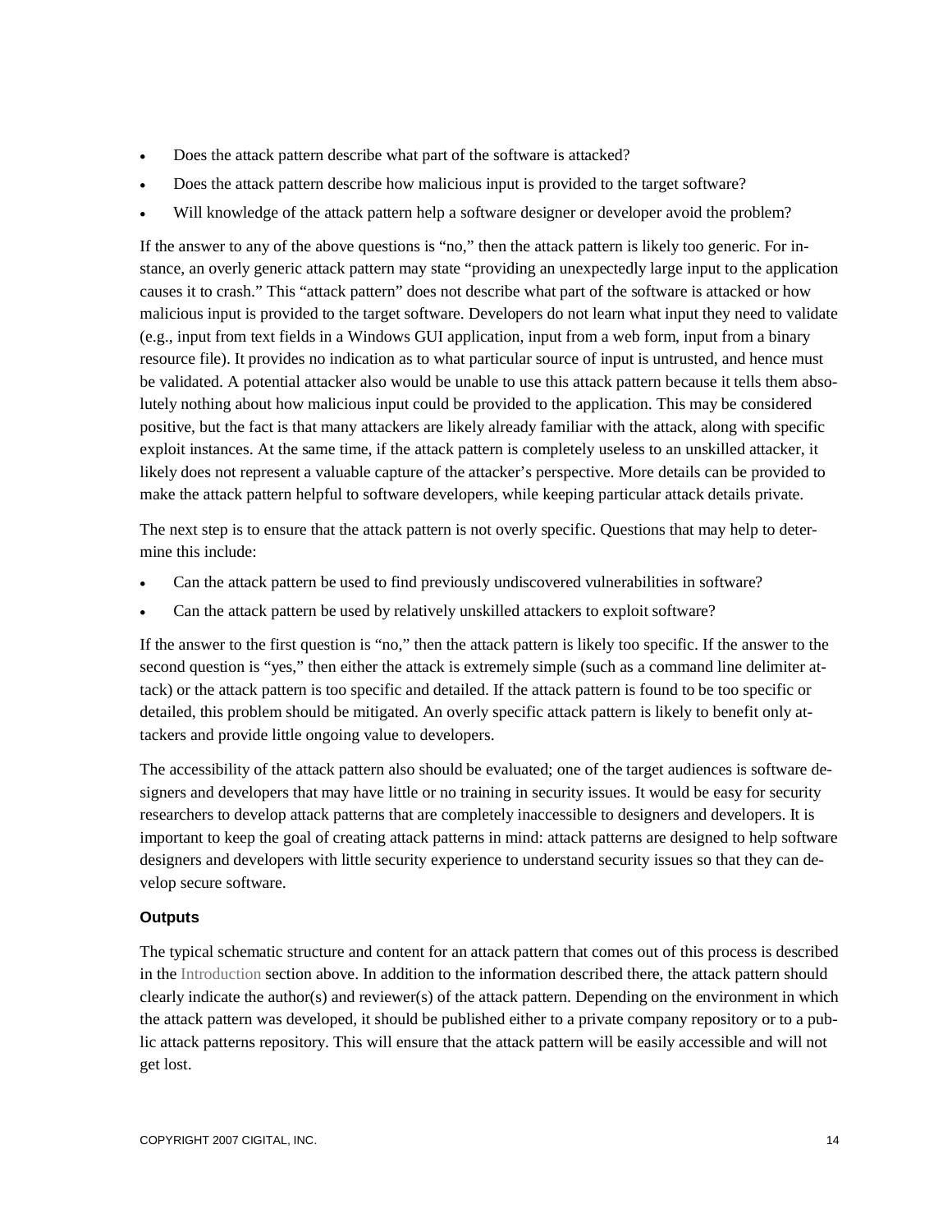- Does the attack pattern describe what part of the software is attacked?
- Does the attack pattern describe how malicious input is provided to the target software?
- Will knowledge of the attack pattern help a software designer or developer avoid the problem?

If the answer to any of the above questions is "no," then the attack pattern is likely too generic. For instance, an overly generic attack pattern may state "providing an unexpectedly large input to the application causes it to crash." This "attack pattern" does not describe what part of the software is attacked or how malicious input is provided to the target software. Developers do not learn what input they need to validate (e.g., input from text fields in a Windows GUI application, input from a web form, input from a binary resource file). It provides no indication as to what particular source of input is untrusted, and hence must be validated. A potential attacker also would be unable to use this attack pattern because it tells them absolutely nothing about how malicious input could be provided to the application. This may be considered positive, but the fact is that many attackers are likely already familiar with the attack, along with specific exploit instances. At the same time, if the attack pattern is completely useless to an unskilled attacker, it likely does not represent a valuable capture of the attacker's perspective. More details can be provided to make the attack pattern helpful to software developers, while keeping particular attack details private.

The next step is to ensure that the attack pattern is not overly specific. Questions that may help to determine this include:

- Can the attack pattern be used to find previously undiscovered vulnerabilities in software?
- Can the attack pattern be used by relatively unskilled attackers to exploit software?

If the answer to the first question is "no," then the attack pattern is likely too specific. If the answer to the second question is "yes," then either the attack is extremely simple (such as a command line delimiter attack) or the attack pattern is too specific and detailed. If the attack pattern is found to be too specific or detailed, this problem should be mitigated. An overly specific attack pattern is likely to benefit only attackers and provide little ongoing value to developers.

The accessibility of the attack pattern also should be evaluated; one of the target audiences is software designers and developers that may have little or no training in security issues. It would be easy for security researchers to develop attack patterns that are completely inaccessible to designers and developers. It is important to keep the goal of creating attack patterns in mind: attack patterns are designed to help software designers and developers with little security experience to understand security issues so that they can develop secure software.

### Outputs

The typical schematic structure and content for an attack pattern that comes out of this process is described in the Introduction section above. In addition to the information described there, the attack pattern should clearly indicate the author(s) and reviewer(s) of the attack pattern. Depending on the environment in which the attack pattern was developed, it should be published either to a private company repository or to a public attack patterns repository. This will ensure that the attack pattern will be easily accessible and will not get lost.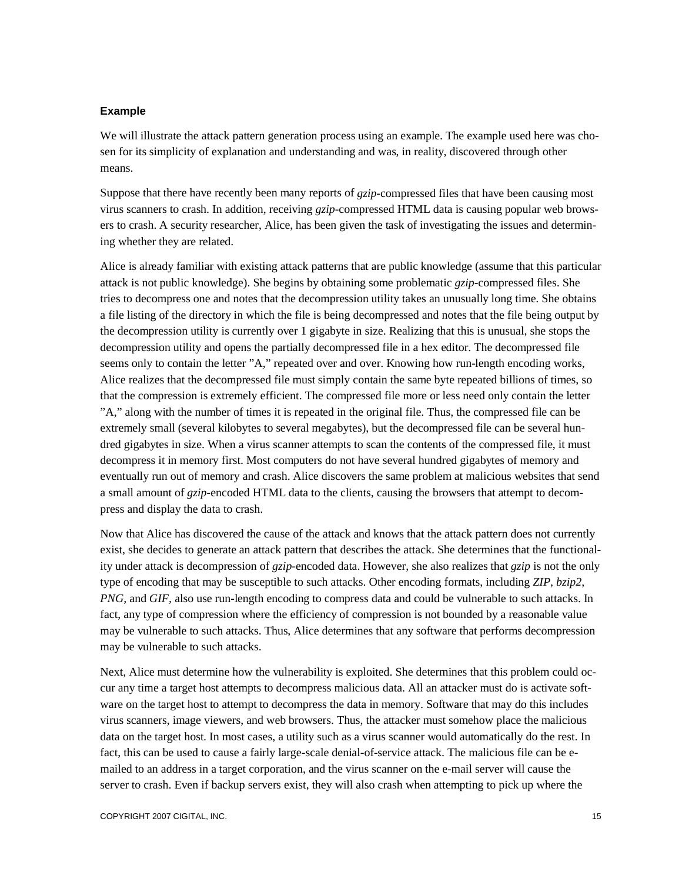### Example

We will illustrate the attack pattern generation process using an example. The example used here was chosen for its simplicity of explanation and understanding and was, in reality, discovered through other means.

Suppose that there have recently been many reports of *gzip*-compressed files that have been causing most virus scanners to crash. In addition, receiving *gzip*-compressed HTML data is causing popular web browsers to crash. A security researcher, Alice, has been given the task of investigating the issues and determining whether they are related.

Alice is already familiar with existing attack patterns that are public knowledge (assume that this particular attack is not public knowledge). She begins by obtaining some problematic *gzip*-compressed files. She tries to decompress one and notes that the decompression utility takes an unusually long time. She obtains a file listing of the directory in which the file is being decompressed and notes that the file being output by the decompression utility is currently over 1 gigabyte in size. Realizing that this is unusual, she stops the decompression utility and opens the partially decompressed file in a hex editor. The decompressed file seems only to contain the letter "A," repeated over and over. Knowing how run-length encoding works, Alice realizes that the decompressed file must simply contain the same byte repeated billions of times, so that the compression is extremely efficient. The compressed file more or less need only contain the letter "A," along with the number of times it is repeated in the original file. Thus, the compressed file can be extremely small (several kilobytes to several megabytes), but the decompressed file can be several hundred gigabytes in size. When a virus scanner attempts to scan the contents of the compressed file, it must decompress it in memory first. Most computers do not have several hundred gigabytes of memory and eventually run out of memory and crash. Alice discovers the same problem at malicious websites that send a small amount of *gzip*-encoded HTML data to the clients, causing the browsers that attempt to decompress and display the data to crash.

Now that Alice has discovered the cause of the attack and knows that the attack pattern does not currently exist, she decides to generate an attack pattern that describes the attack. She determines that the functionality under attack is decompression of *gzip*-encoded data. However, she also realizes that *gzip* is not the only type of encoding that may be susceptible to such attacks. Other encoding formats, including *ZIP*, *bzip2*, *PNG*, and *GIF*, also use run-length encoding to compress data and could be vulnerable to such attacks. In fact, any type of compression where the efficiency of compression is not bounded by a reasonable value may be vulnerable to such attacks. Thus, Alice determines that any software that performs decompression may be vulnerable to such attacks.

Next, Alice must determine how the vulnerability is exploited. She determines that this problem could occur any time a target host attempts to decompress malicious data. All an attacker must do is activate software on the target host to attempt to decompress the data in memory. Software that may do this includes virus scanners, image viewers, and web browsers. Thus, the attacker must somehow place the malicious data on the target host. In most cases, a utility such as a virus scanner would automatically do the rest. In fact, this can be used to cause a fairly large-scale denial-of-service attack. The malicious file can be e-mailed to an address in a target corporation, and the virus scanner on the e-mail server will cause the server to crash. Even if backup servers exist, they will also crash when attempting to pick up where the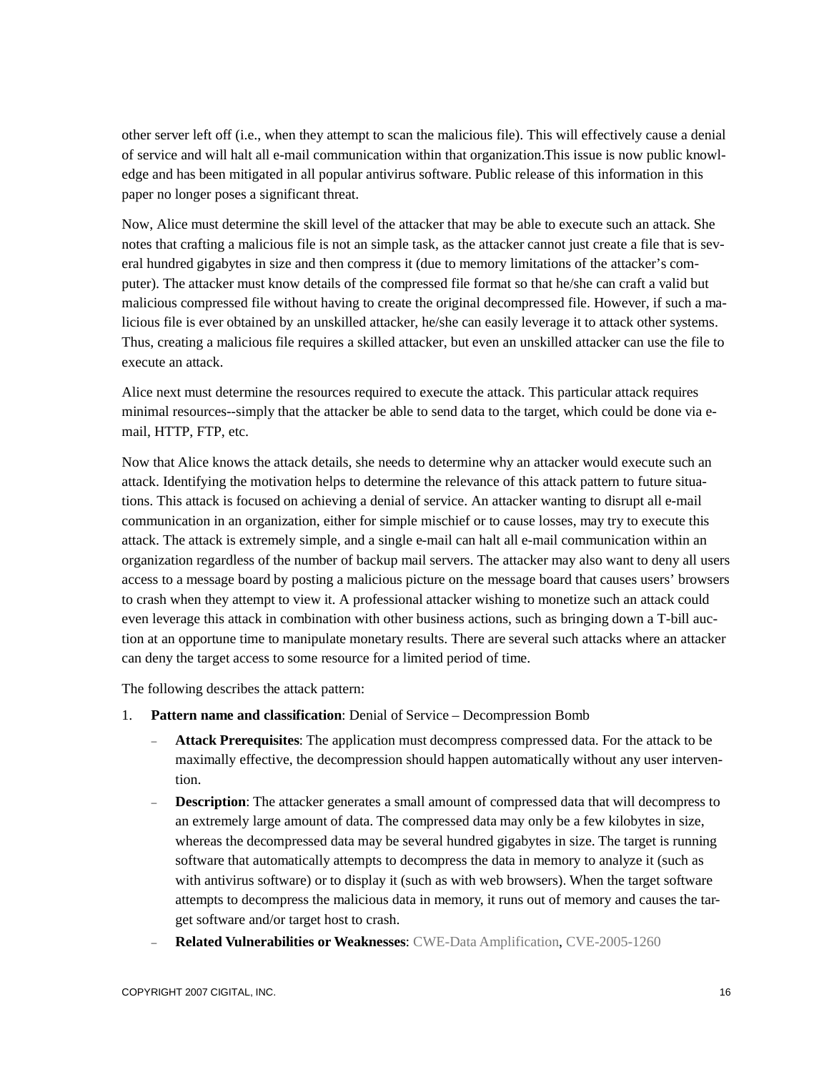other server left off (i.e., when they attempt to scan the malicious file). This will effectively cause a denial of service and will halt all e-mail communication within that organization.This issue is now public knowledge and has been mitigated in all popular antivirus software. Public release of this information in this paper no longer poses a significant threat.

Now, Alice must determine the skill level of the attacker that may be able to execute such an attack. She notes that crafting a malicious file is not an simple task, as the attacker cannot just create a file that is several hundred gigabytes in size and then compress it (due to memory limitations of the attacker's computer). The attacker must know details of the compressed file format so that he/she can craft a valid but malicious compressed file without having to create the original decompressed file. However, if such a malicious file is ever obtained by an unskilled attacker, he/she can easily leverage it to attack other systems. Thus, creating a malicious file requires a skilled attacker, but even an unskilled attacker can use the file to execute an attack.

Alice next must determine the resources required to execute the attack. This particular attack requires minimal resources--simply that the attacker be able to send data to the target, which could be done via e-mail, HTTP, FTP, etc.

Now that Alice knows the attack details, she needs to determine why an attacker would execute such an attack. Identifying the motivation helps to determine the relevance of this attack pattern to future situations. This attack is focused on achieving a denial of service. An attacker wanting to disrupt all e-mail communication in an organization, either for simple mischief or to cause losses, may try to execute this attack. The attack is extremely simple, and a single e-mail can halt all e-mail communication within an organization regardless of the number of backup mail servers. The attacker may also want to deny all users access to a message board by posting a malicious picture on the message board that causes users' browsers to crash when they attempt to view it. A professional attacker wishing to monetize such an attack could even leverage this attack in combination with other business actions, such as bringing down a T-bill auction at an opportune time to manipulate monetary results. There are several such attacks where an attacker can deny the target access to some resource for a limited period of time.

The following describes the attack pattern:

1. **Pattern name and classification**: Denial of Service – Decompression Bomb
   - **Attack Prerequisites**: The application must decompress compressed data. For the attack to be maximally effective, the decompression should happen automatically without any user intervention.
   - **Description**: The attacker generates a small amount of compressed data that will decompress to an extremely large amount of data. The compressed data may only be a few kilobytes in size, whereas the decompressed data may be several hundred gigabytes in size. The target is running software that automatically attempts to decompress the data in memory to analyze it (such as with antivirus software) or to display it (such as with web browsers). When the target software attempts to decompress the malicious data in memory, it runs out of memory and causes the target software and/or target host to crash.
   - **Related Vulnerabilities or Weaknesses**: CWE-Data Amplification, CVE-2005-1260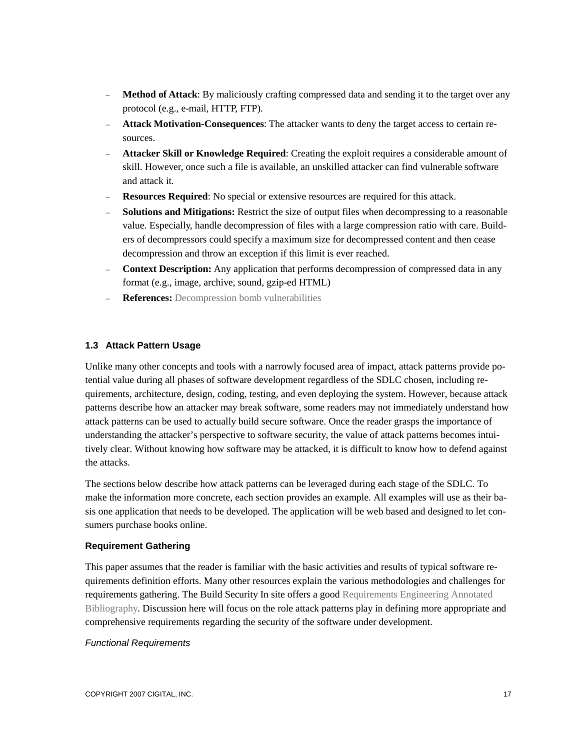- **Method of Attack**: By maliciously crafting compressed data and sending it to the target over any protocol (e.g., e-mail, HTTP, FTP).
- **Attack Motivation-Consequences**: The attacker wants to deny the target access to certain resources.
- **Attacker Skill or Knowledge Required**: Creating the exploit requires a considerable amount of skill. However, once such a file is available, an unskilled attacker can find vulnerable software and attack it.
- **Resources Required**: No special or extensive resources are required for this attack.
- **Solutions and Mitigations:** Restrict the size of output files when decompressing to a reasonable value. Especially, handle decompression of files with a large compression ratio with care. Builders of decompressors could specify a maximum size for decompressed content and then cease decompression and throw an exception if this limit is ever reached.
- **Context Description:** Any application that performs decompression of compressed data in any format (e.g., image, archive, sound, gzip-ed HTML)
- **References:** Decompression bomb vulnerabilities

### 1.3 Attack Pattern Usage

Unlike many other concepts and tools with a narrowly focused area of impact, attack patterns provide potential value during all phases of software development regardless of the SDLC chosen, including requirements, architecture, design, coding, testing, and even deploying the system. However, because attack patterns describe how an attacker may break software, some readers may not immediately understand how attack patterns can be used to actually build secure software. Once the reader grasps the importance of understanding the attacker's perspective to software security, the value of attack patterns becomes intuitively clear. Without knowing how software may be attacked, it is difficult to know how to defend against the attacks.

The sections below describe how attack patterns can be leveraged during each stage of the SDLC. To make the information more concrete, each section provides an example. All examples will use as their basis one application that needs to be developed. The application will be web based and designed to let consumers purchase books online.

#### Requirement Gathering

This paper assumes that the reader is familiar with the basic activities and results of typical software requirements definition efforts. Many other resources explain the various methodologies and challenges for requirements gathering. The Build Security In site offers a good Requirements Engineering Annotated Bibliography. Discussion here will focus on the role attack patterns play in defining more appropriate and comprehensive requirements regarding the security of the software under development.

*Functional Requirements*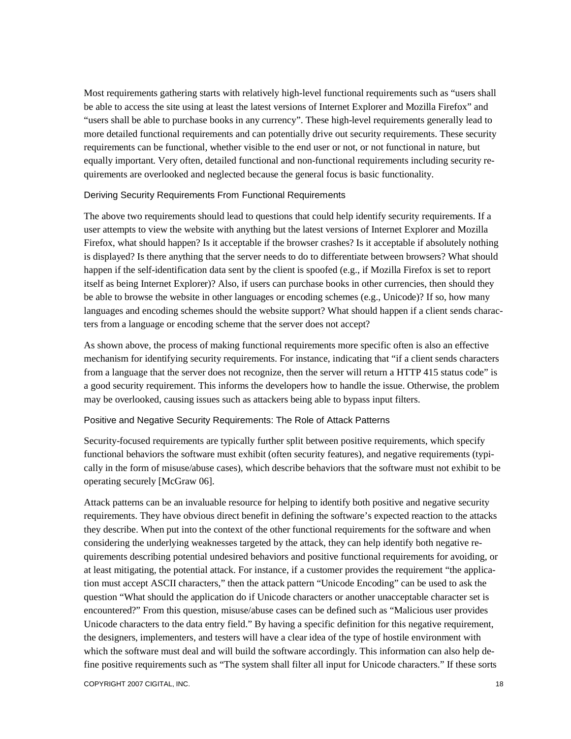Most requirements gathering starts with relatively high-level functional requirements such as "users shall be able to access the site using at least the latest versions of Internet Explorer and Mozilla Firefox" and "users shall be able to purchase books in any currency". These high-level requirements generally lead to more detailed functional requirements and can potentially drive out security requirements. These security requirements can be functional, whether visible to the end user or not, or not functional in nature, but equally important. Very often, detailed functional and non-functional requirements including security requirements are overlooked and neglected because the general focus is basic functionality.

### Deriving Security Requirements From Functional Requirements

The above two requirements should lead to questions that could help identify security requirements. If a user attempts to view the website with anything but the latest versions of Internet Explorer and Mozilla Firefox, what should happen? Is it acceptable if the browser crashes? Is it acceptable if absolutely nothing is displayed? Is there anything that the server needs to do to differentiate between browsers? What should happen if the self-identification data sent by the client is spoofed (e.g., if Mozilla Firefox is set to report itself as being Internet Explorer)? Also, if users can purchase books in other currencies, then should they be able to browse the website in other languages or encoding schemes (e.g., Unicode)? If so, how many languages and encoding schemes should the website support? What should happen if a client sends characters from a language or encoding scheme that the server does not accept?

As shown above, the process of making functional requirements more specific often is also an effective mechanism for identifying security requirements. For instance, indicating that "if a client sends characters from a language that the server does not recognize, then the server will return a HTTP 415 status code" is a good security requirement. This informs the developers how to handle the issue. Otherwise, the problem may be overlooked, causing issues such as attackers being able to bypass input filters.

### Positive and Negative Security Requirements: The Role of Attack Patterns

Security-focused requirements are typically further split between positive requirements, which specify functional behaviors the software must exhibit (often security features), and negative requirements (typically in the form of misuse/abuse cases), which describe behaviors that the software must not exhibit to be operating securely [McGraw 06].

Attack patterns can be an invaluable resource for helping to identify both positive and negative security requirements. They have obvious direct benefit in defining the software's expected reaction to the attacks they describe. When put into the context of the other functional requirements for the software and when considering the underlying weaknesses targeted by the attack, they can help identify both negative requirements describing potential undesired behaviors and positive functional requirements for avoiding, or at least mitigating, the potential attack. For instance, if a customer provides the requirement "the application must accept ASCII characters," then the attack pattern "Unicode Encoding" can be used to ask the question "What should the application do if Unicode characters or another unacceptable character set is encountered?" From this question, misuse/abuse cases can be defined such as "Malicious user provides Unicode characters to the data entry field." By having a specific definition for this negative requirement, the designers, implementers, and testers will have a clear idea of the type of hostile environment with which the software must deal and will build the software accordingly. This information can also help define positive requirements such as "The system shall filter all input for Unicode characters." If these sorts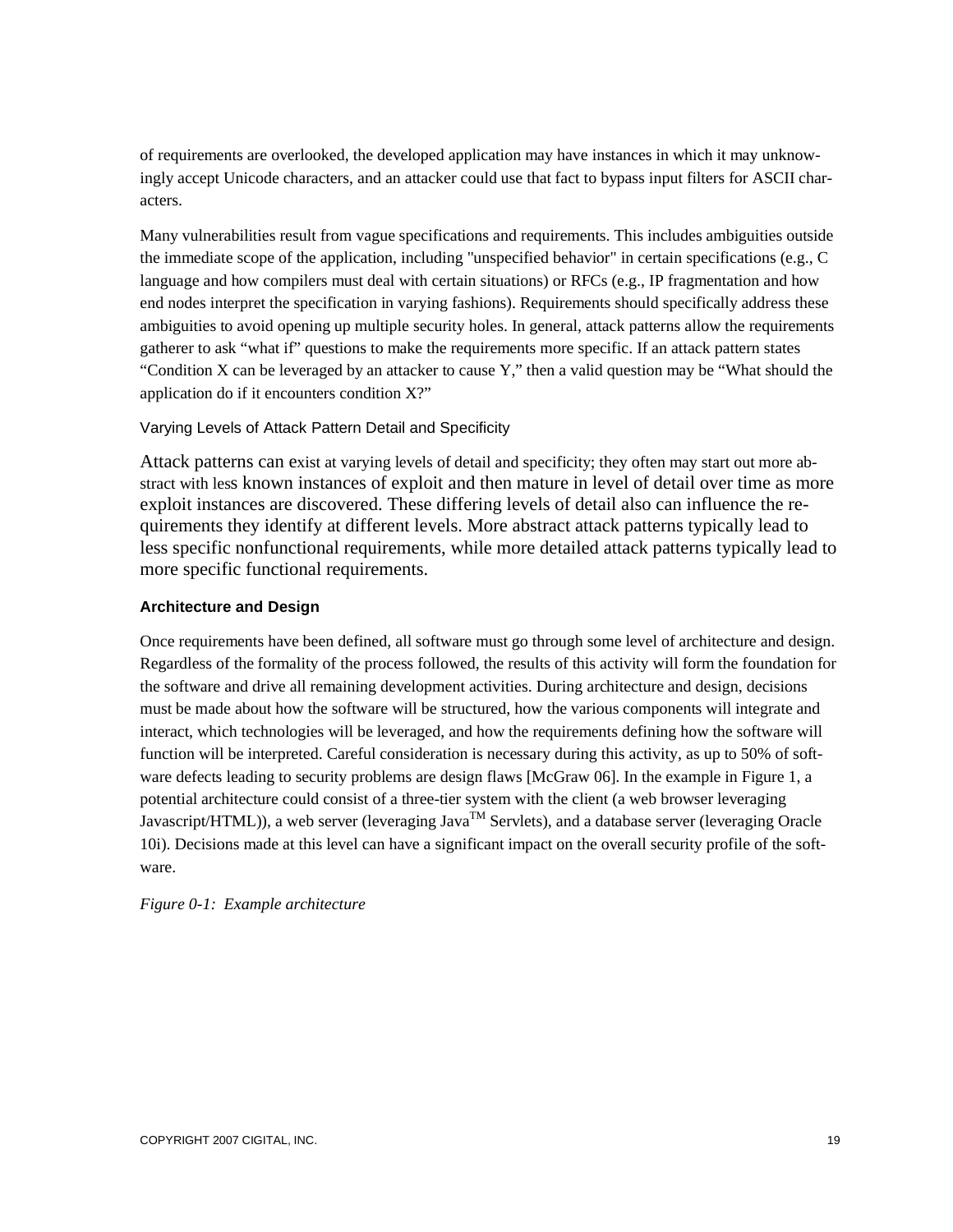of requirements are overlooked, the developed application may have instances in which it may unknowingly accept Unicode characters, and an attacker could use that fact to bypass input filters for ASCII characters.

Many vulnerabilities result from vague specifications and requirements. This includes ambiguities outside the immediate scope of the application, including "unspecified behavior" in certain specifications (e.g., C language and how compilers must deal with certain situations) or RFCs (e.g., IP fragmentation and how end nodes interpret the specification in varying fashions). Requirements should specifically address these ambiguities to avoid opening up multiple security holes. In general, attack patterns allow the requirements gatherer to ask "what if" questions to make the requirements more specific. If an attack pattern states "Condition X can be leveraged by an attacker to cause Y," then a valid question may be "What should the application do if it encounters condition X?"

#### Varying Levels of Attack Pattern Detail and Specificity

Attack patterns can exist at varying levels of detail and specificity; they often may start out more abstract with less known instances of exploit and then mature in level of detail over time as more exploit instances are discovered. These differing levels of detail also can influence the requirements they identify at different levels. More abstract attack patterns typically lead to less specific nonfunctional requirements, while more detailed attack patterns typically lead to more specific functional requirements.

### Architecture and Design

Once requirements have been defined, all software must go through some level of architecture and design. Regardless of the formality of the process followed, the results of this activity will form the foundation for the software and drive all remaining development activities. During architecture and design, decisions must be made about how the software will be structured, how the various components will integrate and interact, which technologies will be leveraged, and how the requirements defining how the software will function will be interpreted. Careful consideration is necessary during this activity, as up to 50% of software defects leading to security problems are design flaws [McGraw 06]. In the example in Figure 1, a potential architecture could consist of a three-tier system with the client (a web browser leveraging Javascript/HTML)), a web server (leveraging Java™ Servlets), and a database server (leveraging Oracle 10i). Decisions made at this level can have a significant impact on the overall security profile of the software.

*Figure 0-1: Example architecture*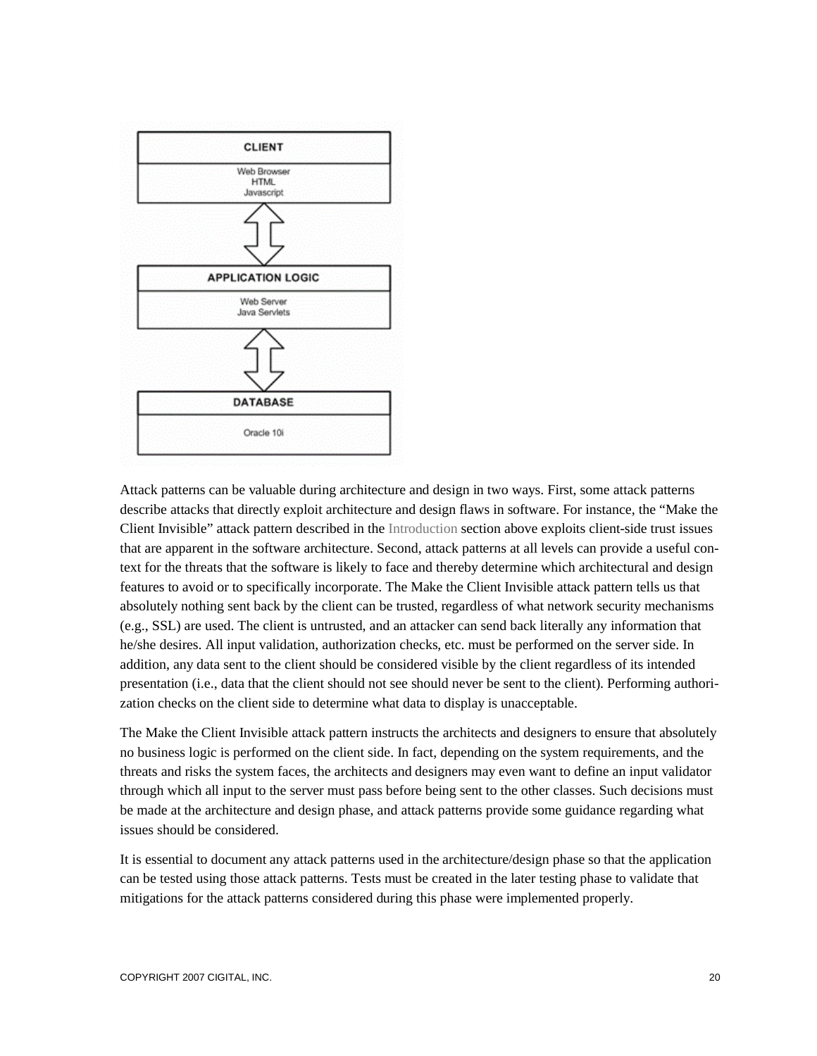Attack patterns can be valuable during architecture and design in two ways. First, some attack patterns describe attacks that directly exploit architecture and design flaws in software. For instance, the “Make the Client Invisible” attack pattern described in the Introduction section above exploits client-side trust issues that are apparent in the software architecture. Second, attack patterns at all levels can provide a useful context for the threats that the software is likely to face and thereby determine which architectural and design features to avoid or to specifically incorporate. The Make the Client Invisible attack pattern tells us that absolutely nothing sent back by the client can be trusted, regardless of what network security mechanisms (e.g., SSL) are used. The client is untrusted, and an attacker can send back literally any information that he/she desires. All input validation, authorization checks, etc. must be performed on the server side. In addition, any data sent to the client should be considered visible by the client regardless of its intended presentation (i.e., data that the client should not see should never be sent to the client). Performing authorization checks on the client side to determine what data to display is unacceptable.

The Make the Client Invisible attack pattern instructs the architects and designers to ensure that absolutely no business logic is performed on the client side. In fact, depending on the system requirements, and the threats and risks the system faces, the architects and designers may even want to define an input validator through which all input to the server must pass before being sent to the other classes. Such decisions must be made at the architecture and design phase, and attack patterns provide some guidance regarding what issues should be considered.

It is essential to document any attack patterns used in the architecture/design phase so that the application can be tested using those attack patterns. Tests must be created in the later testing phase to validate that mitigations for the attack patterns considered during this phase were implemented properly.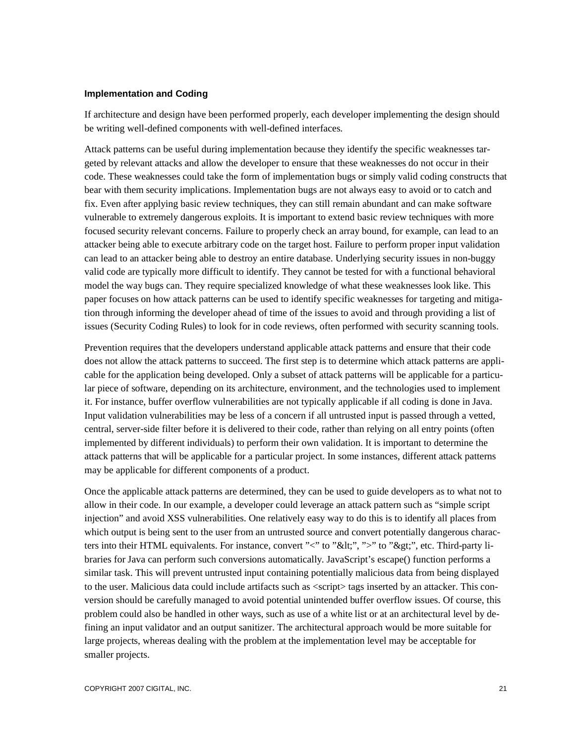### Implementation and Coding

If architecture and design have been performed properly, each developer implementing the design should be writing well-defined components with well-defined interfaces.

Attack patterns can be useful during implementation because they identify the specific weaknesses targeted by relevant attacks and allow the developer to ensure that these weaknesses do not occur in their code. These weaknesses could take the form of implementation bugs or simply valid coding constructs that bear with them security implications. Implementation bugs are not always easy to avoid or to catch and fix. Even after applying basic review techniques, they can still remain abundant and can make software vulnerable to extremely dangerous exploits. It is important to extend basic review techniques with more focused security relevant concerns. Failure to properly check an array bound, for example, can lead to an attacker being able to execute arbitrary code on the target host. Failure to perform proper input validation can lead to an attacker being able to destroy an entire database. Underlying security issues in non-buggy valid code are typically more difficult to identify. They cannot be tested for with a functional behavioral model the way bugs can. They require specialized knowledge of what these weaknesses look like. This paper focuses on how attack patterns can be used to identify specific weaknesses for targeting and mitigation through informing the developer ahead of time of the issues to avoid and through providing a list of issues (Security Coding Rules) to look for in code reviews, often performed with security scanning tools.

Prevention requires that the developers understand applicable attack patterns and ensure that their code does not allow the attack patterns to succeed. The first step is to determine which attack patterns are applicable for the application being developed. Only a subset of attack patterns will be applicable for a particular piece of software, depending on its architecture, environment, and the technologies used to implement it. For instance, buffer overflow vulnerabilities are not typically applicable if all coding is done in Java. Input validation vulnerabilities may be less of a concern if all untrusted input is passed through a vetted, central, server-side filter before it is delivered to their code, rather than relying on all entry points (often implemented by different individuals) to perform their own validation. It is important to determine the attack patterns that will be applicable for a particular project. In some instances, different attack patterns may be applicable for different components of a product.

Once the applicable attack patterns are determined, they can be used to guide developers as to what not to allow in their code. In our example, a developer could leverage an attack pattern such as "simple script injection" and avoid XSS vulnerabilities. One relatively easy way to do this is to identify all places from which output is being sent to the user from an untrusted source and convert potentially dangerous characters into their HTML equivalents. For instance, convert "<" to "&lt;", ">" to "&gt;", etc. Third-party libraries for Java can perform such conversions automatically. JavaScript's escape() function performs a similar task. This will prevent untrusted input containing potentially malicious data from being displayed to the user. Malicious data could include artifacts such as <script> tags inserted by an attacker. This conversion should be carefully managed to avoid potential unintended buffer overflow issues. Of course, this problem could also be handled in other ways, such as use of a white list or at an architectural level by defining an input validator and an output sanitizer. The architectural approach would be more suitable for large projects, whereas dealing with the problem at the implementation level may be acceptable for smaller projects.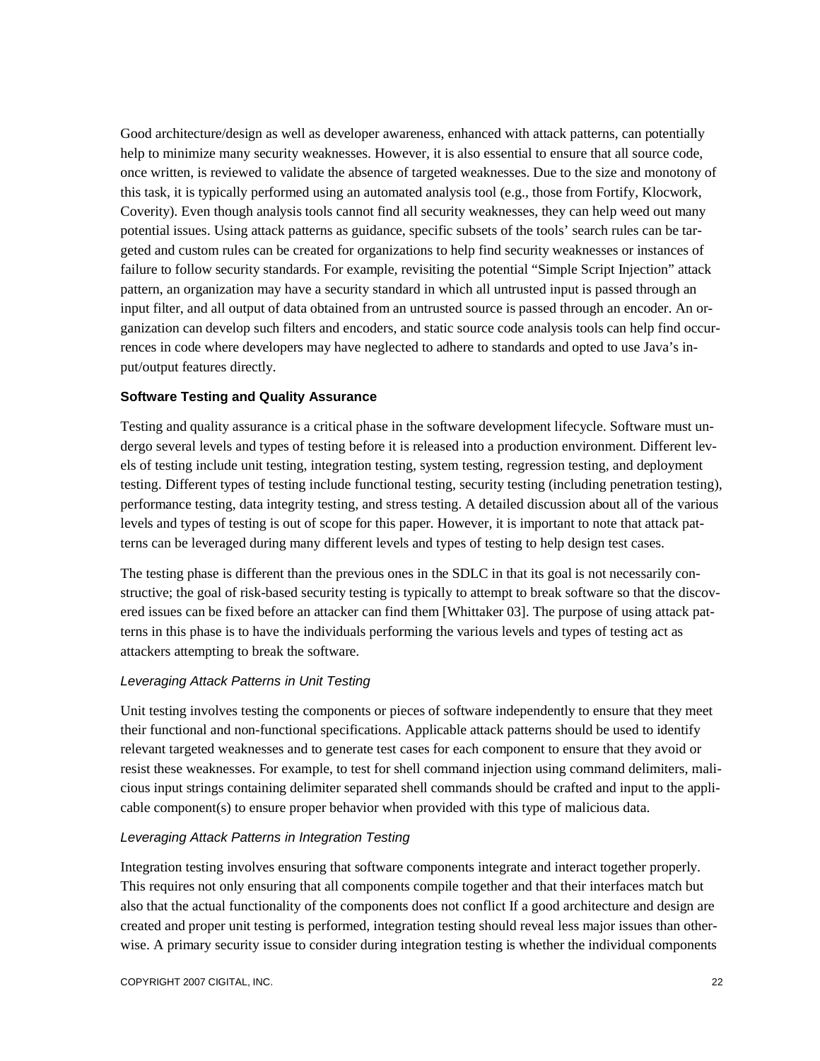Good architecture/design as well as developer awareness, enhanced with attack patterns, can potentially help to minimize many security weaknesses. However, it is also essential to ensure that all source code, once written, is reviewed to validate the absence of targeted weaknesses. Due to the size and monotony of this task, it is typically performed using an automated analysis tool (e.g., those from Fortify, Klocwork, Coverity). Even though analysis tools cannot find all security weaknesses, they can help weed out many potential issues. Using attack patterns as guidance, specific subsets of the tools' search rules can be targeted and custom rules can be created for organizations to help find security weaknesses or instances of failure to follow security standards. For example, revisiting the potential "Simple Script Injection" attack pattern, an organization may have a security standard in which all untrusted input is passed through an input filter, and all output of data obtained from an untrusted source is passed through an encoder. An organization can develop such filters and encoders, and static source code analysis tools can help find occurrences in code where developers may have neglected to adhere to standards and opted to use Java's input/output features directly.

### Software Testing and Quality Assurance

Testing and quality assurance is a critical phase in the software development lifecycle. Software must undergo several levels and types of testing before it is released into a production environment. Different levels of testing include unit testing, integration testing, system testing, regression testing, and deployment testing. Different types of testing include functional testing, security testing (including penetration testing), performance testing, data integrity testing, and stress testing. A detailed discussion about all of the various levels and types of testing is out of scope for this paper. However, it is important to note that attack patterns can be leveraged during many different levels and types of testing to help design test cases.

The testing phase is different than the previous ones in the SDLC in that its goal is not necessarily constructive; the goal of risk-based security testing is typically to attempt to break software so that the discovered issues can be fixed before an attacker can find them [Whittaker 03]. The purpose of using attack patterns in this phase is to have the individuals performing the various levels and types of testing act as attackers attempting to break the software.

#### *Leveraging Attack Patterns in Unit Testing*

Unit testing involves testing the components or pieces of software independently to ensure that they meet their functional and non-functional specifications. Applicable attack patterns should be used to identify relevant targeted weaknesses and to generate test cases for each component to ensure that they avoid or resist these weaknesses. For example, to test for shell command injection using command delimiters, malicious input strings containing delimiter separated shell commands should be crafted and input to the applicable component(s) to ensure proper behavior when provided with this type of malicious data.

#### *Leveraging Attack Patterns in Integration Testing*

Integration testing involves ensuring that software components integrate and interact together properly. This requires not only ensuring that all components compile together and that their interfaces match but also that the actual functionality of the components does not conflict If a good architecture and design are created and proper unit testing is performed, integration testing should reveal less major issues than otherwise. A primary security issue to consider during integration testing is whether the individual components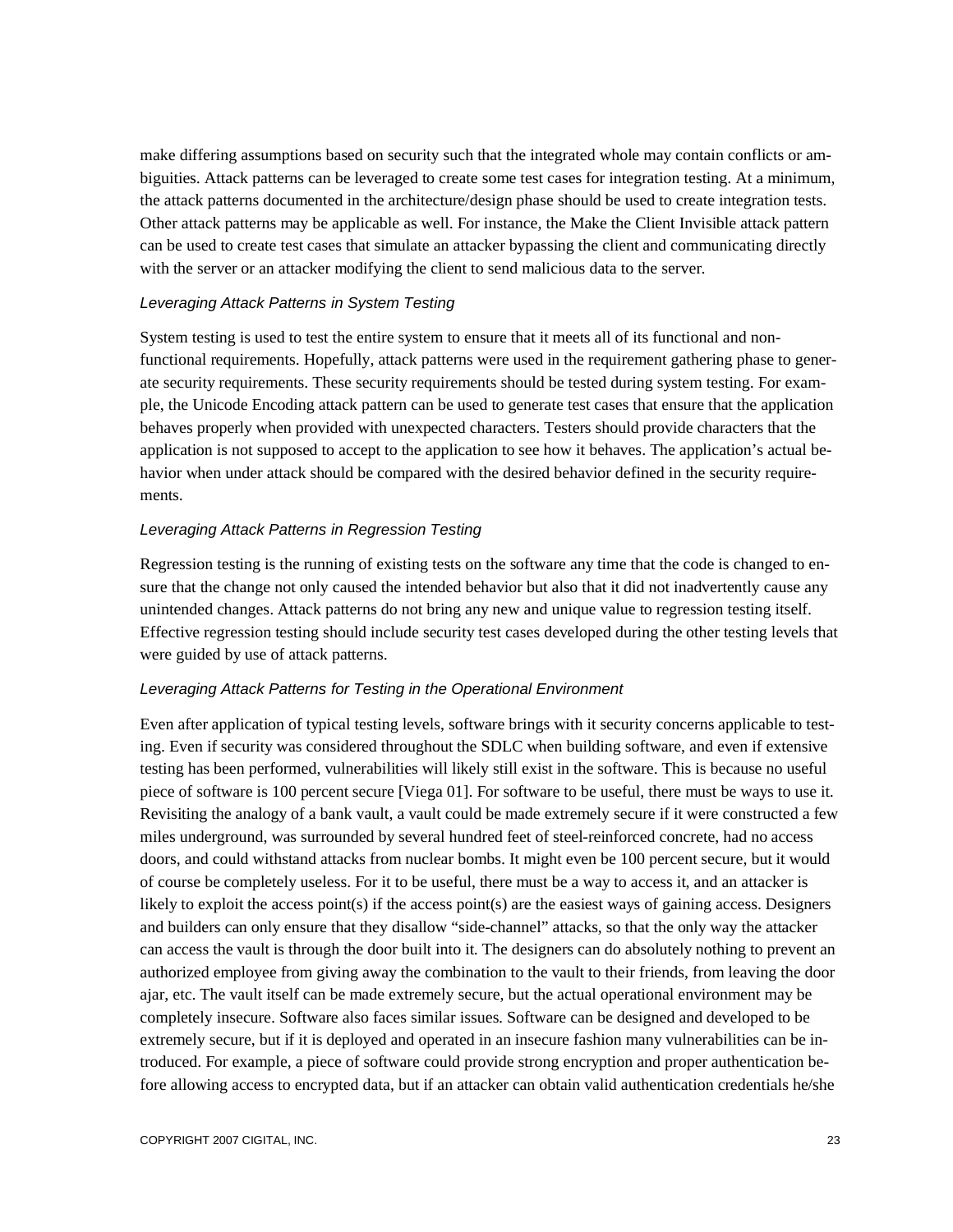make differing assumptions based on security such that the integrated whole may contain conflicts or ambiguities. Attack patterns can be leveraged to create some test cases for integration testing. At a minimum, the attack patterns documented in the architecture/design phase should be used to create integration tests. Other attack patterns may be applicable as well. For instance, the Make the Client Invisible attack pattern can be used to create test cases that simulate an attacker bypassing the client and communicating directly with the server or an attacker modifying the client to send malicious data to the server.

#### *Leveraging Attack Patterns in System Testing*

System testing is used to test the entire system to ensure that it meets all of its functional and non-functional requirements. Hopefully, attack patterns were used in the requirement gathering phase to generate security requirements. These security requirements should be tested during system testing. For example, the Unicode Encoding attack pattern can be used to generate test cases that ensure that the application behaves properly when provided with unexpected characters. Testers should provide characters that the application is not supposed to accept to the application to see how it behaves. The application's actual behavior when under attack should be compared with the desired behavior defined in the security requirements.

#### *Leveraging Attack Patterns in Regression Testing*

Regression testing is the running of existing tests on the software any time that the code is changed to ensure that the change not only caused the intended behavior but also that it did not inadvertently cause any unintended changes. Attack patterns do not bring any new and unique value to regression testing itself. Effective regression testing should include security test cases developed during the other testing levels that were guided by use of attack patterns.

#### *Leveraging Attack Patterns for Testing in the Operational Environment*

Even after application of typical testing levels, software brings with it security concerns applicable to testing. Even if security was considered throughout the SDLC when building software, and even if extensive testing has been performed, vulnerabilities will likely still exist in the software. This is because no useful piece of software is 100 percent secure [Viega 01]. For software to be useful, there must be ways to use it. Revisiting the analogy of a bank vault, a vault could be made extremely secure if it were constructed a few miles underground, was surrounded by several hundred feet of steel-reinforced concrete, had no access doors, and could withstand attacks from nuclear bombs. It might even be 100 percent secure, but it would of course be completely useless. For it to be useful, there must be a way to access it, and an attacker is likely to exploit the access point(s) if the access point(s) are the easiest ways of gaining access. Designers and builders can only ensure that they disallow "side-channel" attacks, so that the only way the attacker can access the vault is through the door built into it. The designers can do absolutely nothing to prevent an authorized employee from giving away the combination to the vault to their friends, from leaving the door ajar, etc. The vault itself can be made extremely secure, but the actual operational environment may be completely insecure. Software also faces similar issues. Software can be designed and developed to be extremely secure, but if it is deployed and operated in an insecure fashion many vulnerabilities can be introduced. For example, a piece of software could provide strong encryption and proper authentication before allowing access to encrypted data, but if an attacker can obtain valid authentication credentials he/she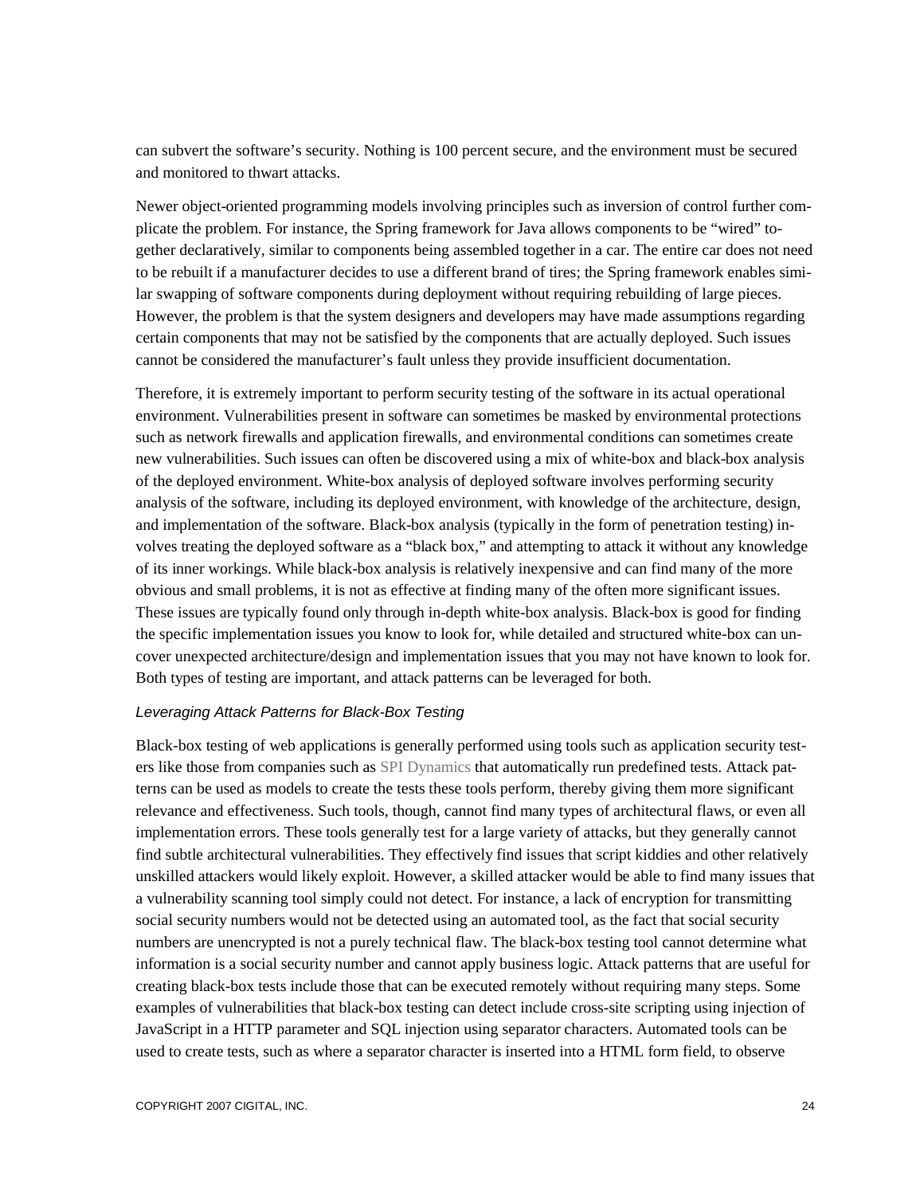can subvert the software's security. Nothing is 100 percent secure, and the environment must be secured and monitored to thwart attacks.

Newer object-oriented programming models involving principles such as inversion of control further complicate the problem. For instance, the Spring framework for Java allows components to be "wired" together declaratively, similar to components being assembled together in a car. The entire car does not need to be rebuilt if a manufacturer decides to use a different brand of tires; the Spring framework enables similar swapping of software components during deployment without requiring rebuilding of large pieces. However, the problem is that the system designers and developers may have made assumptions regarding certain components that may not be satisfied by the components that are actually deployed. Such issues cannot be considered the manufacturer's fault unless they provide insufficient documentation.

Therefore, it is extremely important to perform security testing of the software in its actual operational environment. Vulnerabilities present in software can sometimes be masked by environmental protections such as network firewalls and application firewalls, and environmental conditions can sometimes create new vulnerabilities. Such issues can often be discovered using a mix of white-box and black-box analysis of the deployed environment. White-box analysis of deployed software involves performing security analysis of the software, including its deployed environment, with knowledge of the architecture, design, and implementation of the software. Black-box analysis (typically in the form of penetration testing) involves treating the deployed software as a "black box," and attempting to attack it without any knowledge of its inner workings. While black-box analysis is relatively inexpensive and can find many of the more obvious and small problems, it is not as effective at finding many of the often more significant issues. These issues are typically found only through in-depth white-box analysis. Black-box is good for finding the specific implementation issues you know to look for, while detailed and structured white-box can uncover unexpected architecture/design and implementation issues that you may not have known to look for. Both types of testing are important, and attack patterns can be leveraged for both.

### *Leveraging Attack Patterns for Black-Box Testing*

Black-box testing of web applications is generally performed using tools such as application security testers like those from companies such as SPI Dynamics that automatically run predefined tests. Attack patterns can be used as models to create the tests these tools perform, thereby giving them more significant relevance and effectiveness. Such tools, though, cannot find many types of architectural flaws, or even all implementation errors. These tools generally test for a large variety of attacks, but they generally cannot find subtle architectural vulnerabilities. They effectively find issues that script kiddies and other relatively unskilled attackers would likely exploit. However, a skilled attacker would be able to find many issues that a vulnerability scanning tool simply could not detect. For instance, a lack of encryption for transmitting social security numbers would not be detected using an automated tool, as the fact that social security numbers are unencrypted is not a purely technical flaw. The black-box testing tool cannot determine what information is a social security number and cannot apply business logic. Attack patterns that are useful for creating black-box tests include those that can be executed remotely without requiring many steps. Some examples of vulnerabilities that black-box testing can detect include cross-site scripting using injection of JavaScript in a HTTP parameter and SQL injection using separator characters. Automated tools can be used to create tests, such as where a separator character is inserted into a HTML form field, to observe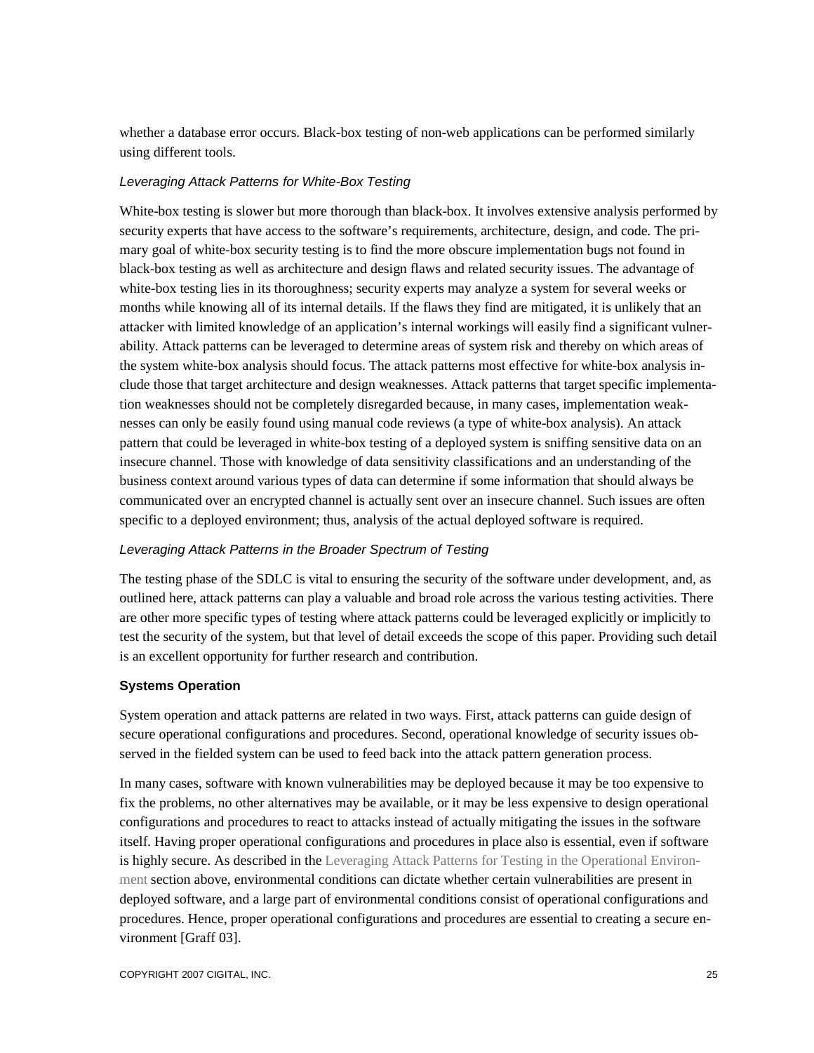whether a database error occurs. Black-box testing of non-web applications can be performed similarly using different tools.

### *Leveraging Attack Patterns for White-Box Testing*

White-box testing is slower but more thorough than black-box. It involves extensive analysis performed by security experts that have access to the software's requirements, architecture, design, and code. The primary goal of white-box security testing is to find the more obscure implementation bugs not found in black-box testing as well as architecture and design flaws and related security issues. The advantage of white-box testing lies in its thoroughness; security experts may analyze a system for several weeks or months while knowing all of its internal details. If the flaws they find are mitigated, it is unlikely that an attacker with limited knowledge of an application's internal workings will easily find a significant vulnerability. Attack patterns can be leveraged to determine areas of system risk and thereby on which areas of the system white-box analysis should focus. The attack patterns most effective for white-box analysis include those that target architecture and design weaknesses. Attack patterns that target specific implementation weaknesses should not be completely disregarded because, in many cases, implementation weaknesses can only be easily found using manual code reviews (a type of white-box analysis). An attack pattern that could be leveraged in white-box testing of a deployed system is sniffing sensitive data on an insecure channel. Those with knowledge of data sensitivity classifications and an understanding of the business context around various types of data can determine if some information that should always be communicated over an encrypted channel is actually sent over an insecure channel. Such issues are often specific to a deployed environment; thus, analysis of the actual deployed software is required.

### *Leveraging Attack Patterns in the Broader Spectrum of Testing*

The testing phase of the SDLC is vital to ensuring the security of the software under development, and, as outlined here, attack patterns can play a valuable and broad role across the various testing activities. There are other more specific types of testing where attack patterns could be leveraged explicitly or implicitly to test the security of the system, but that level of detail exceeds the scope of this paper. Providing such detail is an excellent opportunity for further research and contribution.

## **Systems Operation**

System operation and attack patterns are related in two ways. First, attack patterns can guide design of secure operational configurations and procedures. Second, operational knowledge of security issues observed in the fielded system can be used to feed back into the attack pattern generation process.

In many cases, software with known vulnerabilities may be deployed because it may be too expensive to fix the problems, no other alternatives may be available, or it may be less expensive to design operational configurations and procedures to react to attacks instead of actually mitigating the issues in the software itself. Having proper operational configurations and procedures in place also is essential, even if software is highly secure. As described in the Leveraging Attack Patterns for Testing in the Operational Environment section above, environmental conditions can dictate whether certain vulnerabilities are present in deployed software, and a large part of environmental conditions consist of operational configurations and procedures. Hence, proper operational configurations and procedures are essential to creating a secure environment [Graff 03].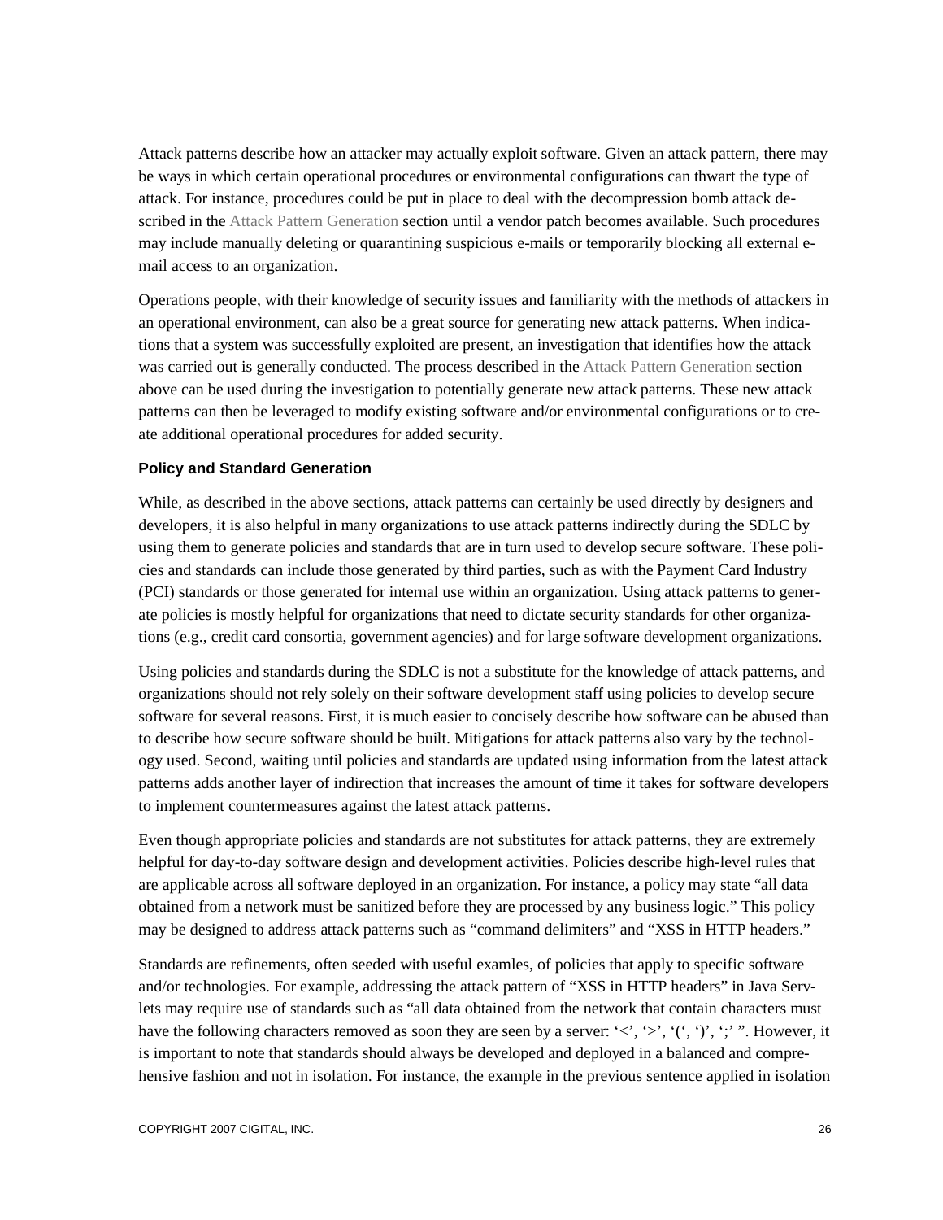Attack patterns describe how an attacker may actually exploit software. Given an attack pattern, there may be ways in which certain operational procedures or environmental configurations can thwart the type of attack. For instance, procedures could be put in place to deal with the decompression bomb attack described in the Attack Pattern Generation section until a vendor patch becomes available. Such procedures may include manually deleting or quarantining suspicious e-mails or temporarily blocking all external e-mail access to an organization.

Operations people, with their knowledge of security issues and familiarity with the methods of attackers in an operational environment, can also be a great source for generating new attack patterns. When indications that a system was successfully exploited are present, an investigation that identifies how the attack was carried out is generally conducted. The process described in the Attack Pattern Generation section above can be used during the investigation to potentially generate new attack patterns. These new attack patterns can then be leveraged to modify existing software and/or environmental configurations or to create additional operational procedures for added security.

### Policy and Standard Generation

While, as described in the above sections, attack patterns can certainly be used directly by designers and developers, it is also helpful in many organizations to use attack patterns indirectly during the SDLC by using them to generate policies and standards that are in turn used to develop secure software. These policies and standards can include those generated by third parties, such as with the Payment Card Industry (PCI) standards or those generated for internal use within an organization. Using attack patterns to generate policies is mostly helpful for organizations that need to dictate security standards for other organizations (e.g., credit card consortia, government agencies) and for large software development organizations.

Using policies and standards during the SDLC is not a substitute for the knowledge of attack patterns, and organizations should not rely solely on their software development staff using policies to develop secure software for several reasons. First, it is much easier to concisely describe how software can be abused than to describe how secure software should be built. Mitigations for attack patterns also vary by the technology used. Second, waiting until policies and standards are updated using information from the latest attack patterns adds another layer of indirection that increases the amount of time it takes for software developers to implement countermeasures against the latest attack patterns.

Even though appropriate policies and standards are not substitutes for attack patterns, they are extremely helpful for day-to-day software design and development activities. Policies describe high-level rules that are applicable across all software deployed in an organization. For instance, a policy may state "all data obtained from a network must be sanitized before they are processed by any business logic." This policy may be designed to address attack patterns such as "command delimiters" and "XSS in HTTP headers."

Standards are refinements, often seeded with useful examles, of policies that apply to specific software and/or technologies. For example, addressing the attack pattern of "XSS in HTTP headers" in Java Servlets may require use of standards such as "all data obtained from the network that contain characters must have the following characters removed as soon they are seen by a server: '<', '>', '(', ')', ';' ". However, it is important to note that standards should always be developed and deployed in a balanced and comprehensive fashion and not in isolation. For instance, the example in the previous sentence applied in isolation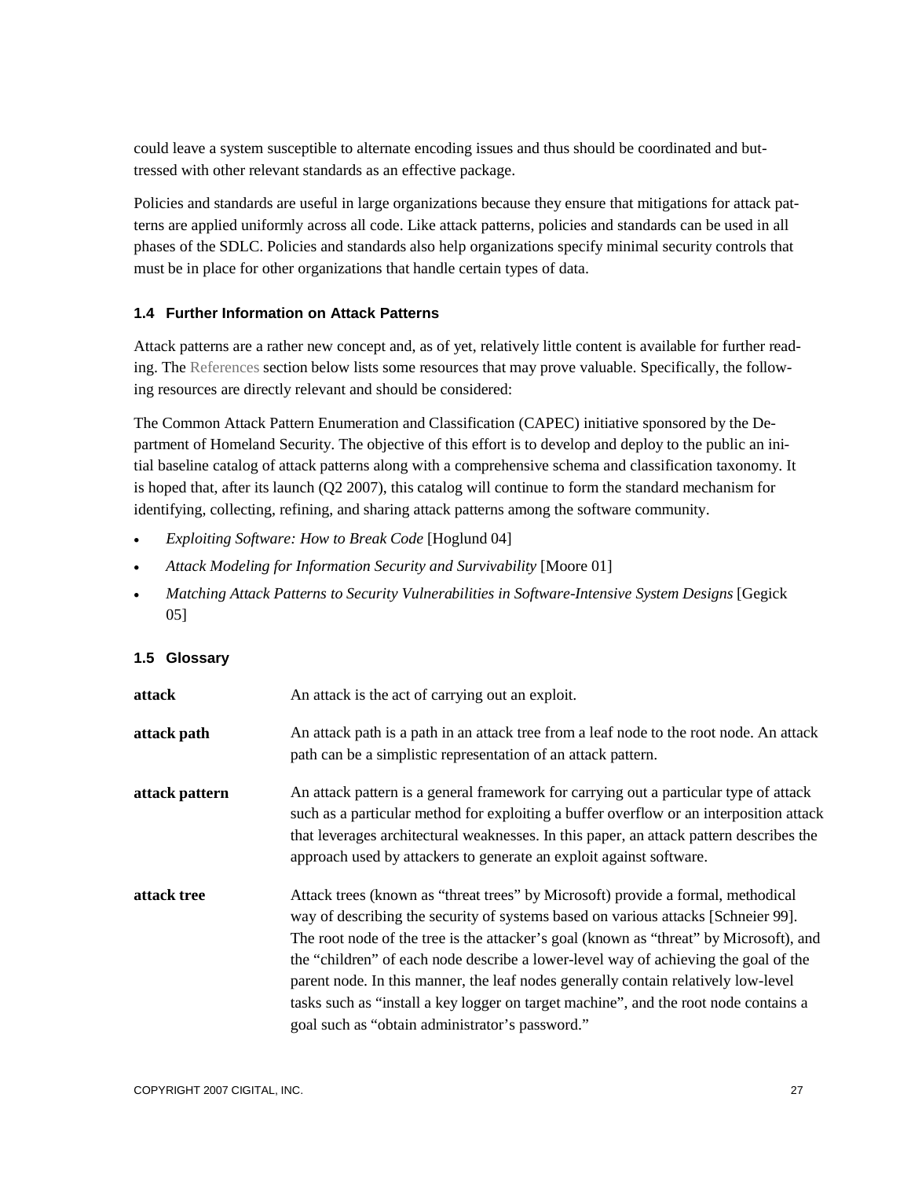could leave a system susceptible to alternate encoding issues and thus should be coordinated and buttressed with other relevant standards as an effective package.

Policies and standards are useful in large organizations because they ensure that mitigations for attack patterns are applied uniformly across all code. Like attack patterns, policies and standards can be used in all phases of the SDLC. Policies and standards also help organizations specify minimal security controls that must be in place for other organizations that handle certain types of data.

### 1.4 Further Information on Attack Patterns

Attack patterns are a rather new concept and, as of yet, relatively little content is available for further reading. The References section below lists some resources that may prove valuable. Specifically, the following resources are directly relevant and should be considered:

The Common Attack Pattern Enumeration and Classification (CAPEC) initiative sponsored by the Department of Homeland Security. The objective of this effort is to develop and deploy to the public an initial baseline catalog of attack patterns along with a comprehensive schema and classification taxonomy. It is hoped that, after its launch (Q2 2007), this catalog will continue to form the standard mechanism for identifying, collecting, refining, and sharing attack patterns among the software community.

- *Exploiting Software: How to Break Code* [Hoglund 04]
- *Attack Modeling for Information Security and Survivability* [Moore 01]
- *Matching Attack Patterns to Security Vulnerabilities in Software-Intensive System Designs* [Gegick 05]

### 1.5 Glossary

**attack** — An attack is the act of carrying out an exploit.

**attack path** — An attack path is a path in an attack tree from a leaf node to the root node. An attack path can be a simplistic representation of an attack pattern.

**attack pattern** — An attack pattern is a general framework for carrying out a particular type of attack such as a particular method for exploiting a buffer overflow or an interposition attack that leverages architectural weaknesses. In this paper, an attack pattern describes the approach used by attackers to generate an exploit against software.

**attack tree** — Attack trees (known as "threat trees" by Microsoft) provide a formal, methodical way of describing the security of systems based on various attacks [Schneier 99]. The root node of the tree is the attacker's goal (known as "threat" by Microsoft), and the "children" of each node describe a lower-level way of achieving the goal of the parent node. In this manner, the leaf nodes generally contain relatively low-level tasks such as "install a key logger on target machine", and the root node contains a goal such as "obtain administrator's password."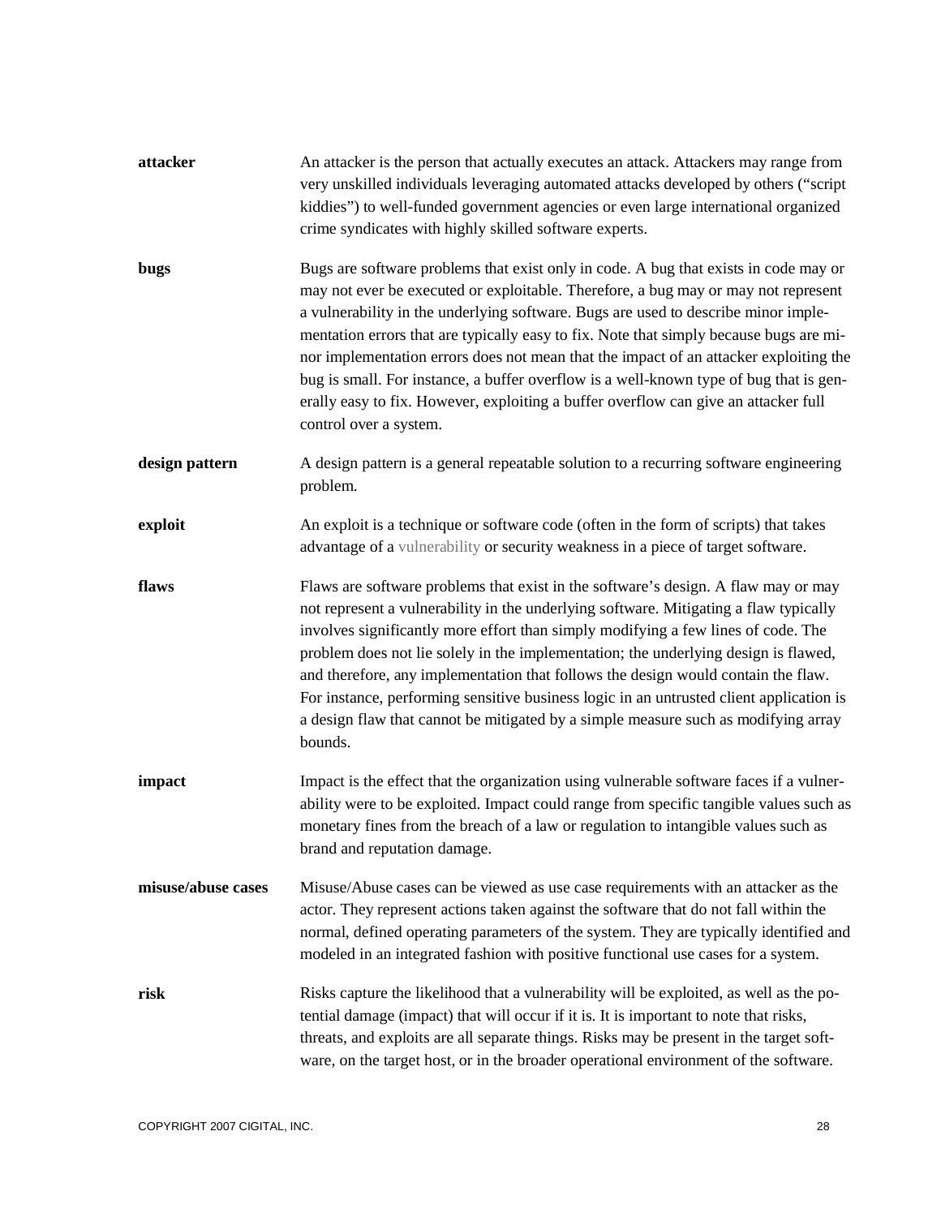**attacker** An attacker is the person that actually executes an attack. Attackers may range from very unskilled individuals leveraging automated attacks developed by others ("script kiddies") to well-funded government agencies or even large international organized crime syndicates with highly skilled software experts.

**bugs** Bugs are software problems that exist only in code. A bug that exists in code may or may not ever be executed or exploitable. Therefore, a bug may or may not represent a vulnerability in the underlying software. Bugs are used to describe minor implementation errors that are typically easy to fix. Note that simply because bugs are minor implementation errors does not mean that the impact of an attacker exploiting the bug is small. For instance, a buffer overflow is a well-known type of bug that is generally easy to fix. However, exploiting a buffer overflow can give an attacker full control over a system.

**design pattern** A design pattern is a general repeatable solution to a recurring software engineering problem.

**exploit** An exploit is a technique or software code (often in the form of scripts) that takes advantage of a vulnerability or security weakness in a piece of target software.

**flaws** Flaws are software problems that exist in the software's design. A flaw may or may not represent a vulnerability in the underlying software. Mitigating a flaw typically involves significantly more effort than simply modifying a few lines of code. The problem does not lie solely in the implementation; the underlying design is flawed, and therefore, any implementation that follows the design would contain the flaw. For instance, performing sensitive business logic in an untrusted client application is a design flaw that cannot be mitigated by a simple measure such as modifying array bounds.

**impact** Impact is the effect that the organization using vulnerable software faces if a vulnerability were to be exploited. Impact could range from specific tangible values such as monetary fines from the breach of a law or regulation to intangible values such as brand and reputation damage.

**misuse/abuse cases** Misuse/Abuse cases can be viewed as use case requirements with an attacker as the actor. They represent actions taken against the software that do not fall within the normal, defined operating parameters of the system. They are typically identified and modeled in an integrated fashion with positive functional use cases for a system.

**risk** Risks capture the likelihood that a vulnerability will be exploited, as well as the potential damage (impact) that will occur if it is. It is important to note that risks, threats, and exploits are all separate things. Risks may be present in the target software, on the target host, or in the broader operational environment of the software.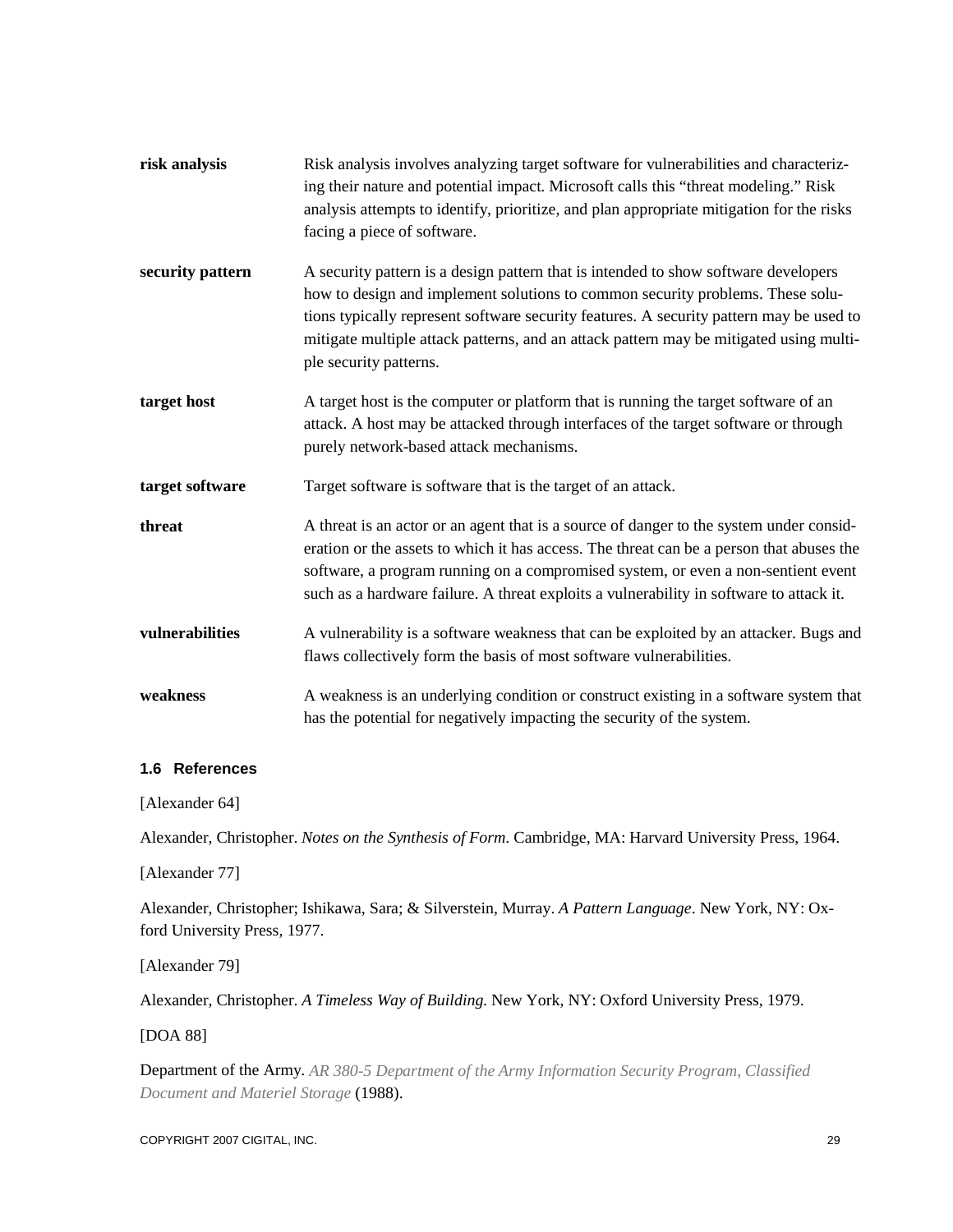**risk analysis** Risk analysis involves analyzing target software for vulnerabilities and characterizing their nature and potential impact. Microsoft calls this "threat modeling." Risk analysis attempts to identify, prioritize, and plan appropriate mitigation for the risks facing a piece of software.

**security pattern** A security pattern is a design pattern that is intended to show software developers how to design and implement solutions to common security problems. These solutions typically represent software security features. A security pattern may be used to mitigate multiple attack patterns, and an attack pattern may be mitigated using multiple security patterns.

**target host** A target host is the computer or platform that is running the target software of an attack. A host may be attacked through interfaces of the target software or through purely network-based attack mechanisms.

**target software** Target software is software that is the target of an attack.

**threat** A threat is an actor or an agent that is a source of danger to the system under consideration or the assets to which it has access. The threat can be a person that abuses the software, a program running on a compromised system, or even a non-sentient event such as a hardware failure. A threat exploits a vulnerability in software to attack it.

**vulnerabilities** A vulnerability is a software weakness that can be exploited by an attacker. Bugs and flaws collectively form the basis of most software vulnerabilities.

**weakness** A weakness is an underlying condition or construct existing in a software system that has the potential for negatively impacting the security of the system.

### 1.6 References

[Alexander 64]

Alexander, Christopher. *Notes on the Synthesis of Form*. Cambridge, MA: Harvard University Press, 1964.

[Alexander 77]

Alexander, Christopher; Ishikawa, Sara; & Silverstein, Murray. *A Pattern Language*. New York, NY: Oxford University Press, 1977.

[Alexander 79]

Alexander, Christopher. *A Timeless Way of Building.* New York, NY: Oxford University Press, 1979.

[DOA 88]

Department of the Army. *AR 380-5 Department of the Army Information Security Program, Classified Document and Materiel Storage* (1988).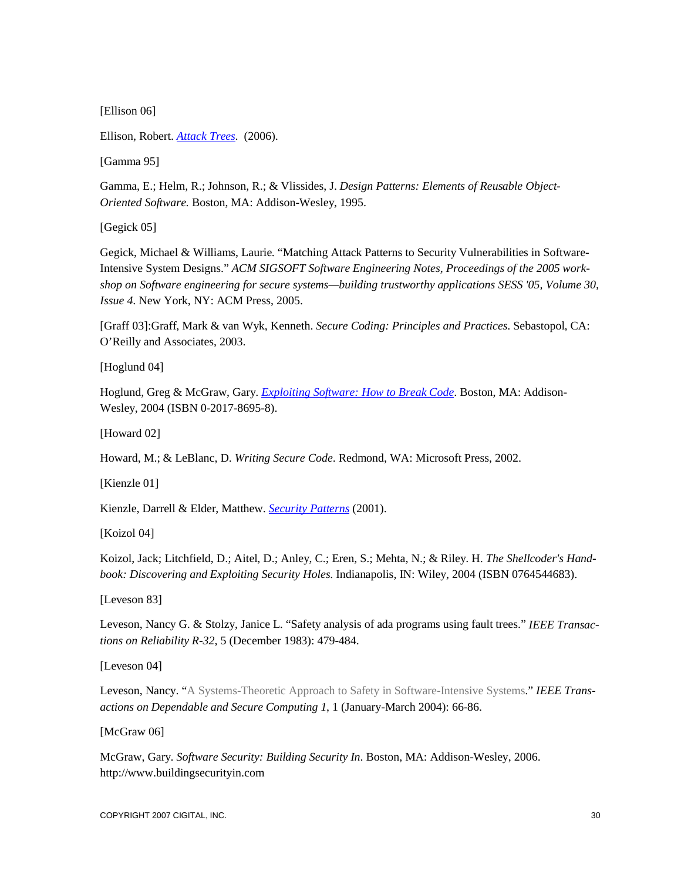[Ellison 06]

Ellison, Robert. *Attack Trees*. (2006).

[Gamma 95]

Gamma, E.; Helm, R.; Johnson, R.; & Vlissides, J. *Design Patterns: Elements of Reusable Object-Oriented Software.* Boston, MA: Addison-Wesley, 1995.

[Gegick 05]

Gegick, Michael & Williams, Laurie. "Matching Attack Patterns to Security Vulnerabilities in Software-Intensive System Designs." *ACM SIGSOFT Software Engineering Notes, Proceedings of the 2005 workshop on Software engineering for secure systems—building trustworthy applications SESS '05, Volume 30, Issue 4.* New York, NY: ACM Press, 2005.

[Graff 03]:Graff, Mark & van Wyk, Kenneth. *Secure Coding: Principles and Practices.* Sebastopol, CA: O'Reilly and Associates, 2003.

[Hoglund 04]

Hoglund, Greg & McGraw, Gary. *Exploiting Software: How to Break Code*. Boston, MA: Addison-Wesley, 2004 (ISBN 0-2017-8695-8).

[Howard 02]

Howard, M.; & LeBlanc, D. *Writing Secure Code*. Redmond, WA: Microsoft Press, 2002.

[Kienzle 01]

Kienzle, Darrell & Elder, Matthew. *Security Patterns* (2001).

[Koizol 04]

Koizol, Jack; Litchfield, D.; Aitel, D.; Anley, C.; Eren, S.; Mehta, N.; & Riley. H. *The Shellcoder's Handbook: Discovering and Exploiting Security Holes.* Indianapolis, IN: Wiley, 2004 (ISBN 0764544683).

[Leveson 83]

Leveson, Nancy G. & Stolzy, Janice L. "Safety analysis of ada programs using fault trees." *IEEE Transactions on Reliability R-32*, 5 (December 1983): 479-484.

[Leveson 04]

Leveson, Nancy. "A Systems-Theoretic Approach to Safety in Software-Intensive Systems." *IEEE Transactions on Dependable and Secure Computing 1*, 1 (January-March 2004): 66-86.

[McGraw 06]

McGraw, Gary. *Software Security: Building Security In*. Boston, MA: Addison-Wesley, 2006. http://www.buildingsecurityin.com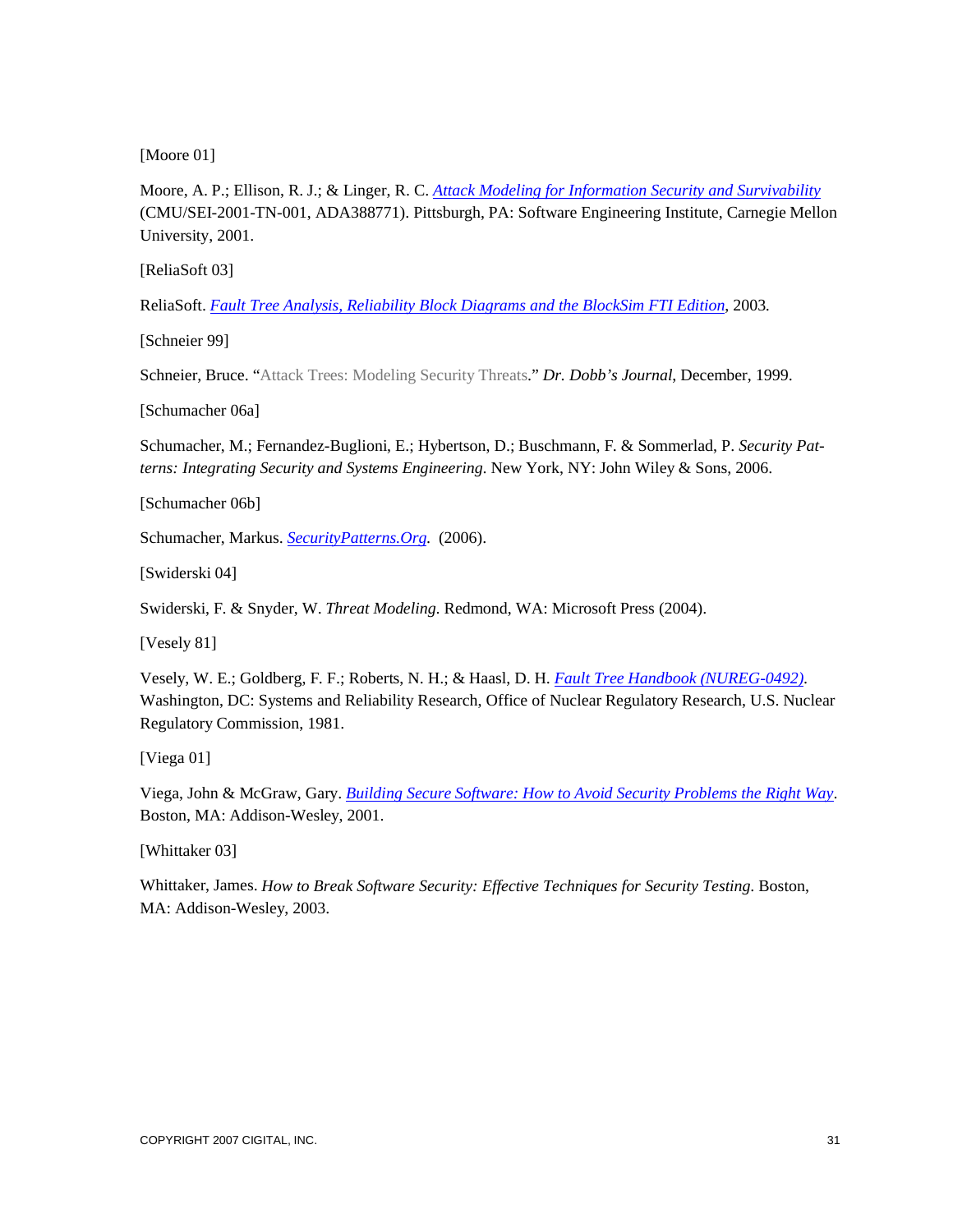[Moore 01]

Moore, A. P.; Ellison, R. J.; & Linger, R. C. *Attack Modeling for Information Security and Survivability* (CMU/SEI-2001-TN-001, ADA388771). Pittsburgh, PA: Software Engineering Institute, Carnegie Mellon University, 2001.

[ReliaSoft 03]

ReliaSoft. *Fault Tree Analysis, Reliability Block Diagrams and the BlockSim FTI Edition*, 2003.

[Schneier 99]

Schneier, Bruce. "Attack Trees: Modeling Security Threats." *Dr. Dobb's Journal*, December, 1999.

[Schumacher 06a]

Schumacher, M.; Fernandez-Buglioni, E.; Hybertson, D.; Buschmann, F. & Sommerlad, P. *Security Patterns: Integrating Security and Systems Engineering*. New York, NY: John Wiley & Sons, 2006.

[Schumacher 06b]

Schumacher, Markus. *SecurityPatterns.Org*. (2006).

[Swiderski 04]

Swiderski, F. & Snyder, W. *Threat Modeling*. Redmond, WA: Microsoft Press (2004).

[Vesely 81]

Vesely, W. E.; Goldberg, F. F.; Roberts, N. H.; & Haasl, D. H. *Fault Tree Handbook (NUREG-0492)*. Washington, DC: Systems and Reliability Research, Office of Nuclear Regulatory Research, U.S. Nuclear Regulatory Commission, 1981.

[Viega 01]

Viega, John & McGraw, Gary. *Building Secure Software: How to Avoid Security Problems the Right Way*. Boston, MA: Addison-Wesley, 2001.

[Whittaker 03]

Whittaker, James. *How to Break Software Security: Effective Techniques for Security Testing*. Boston, MA: Addison-Wesley, 2003.